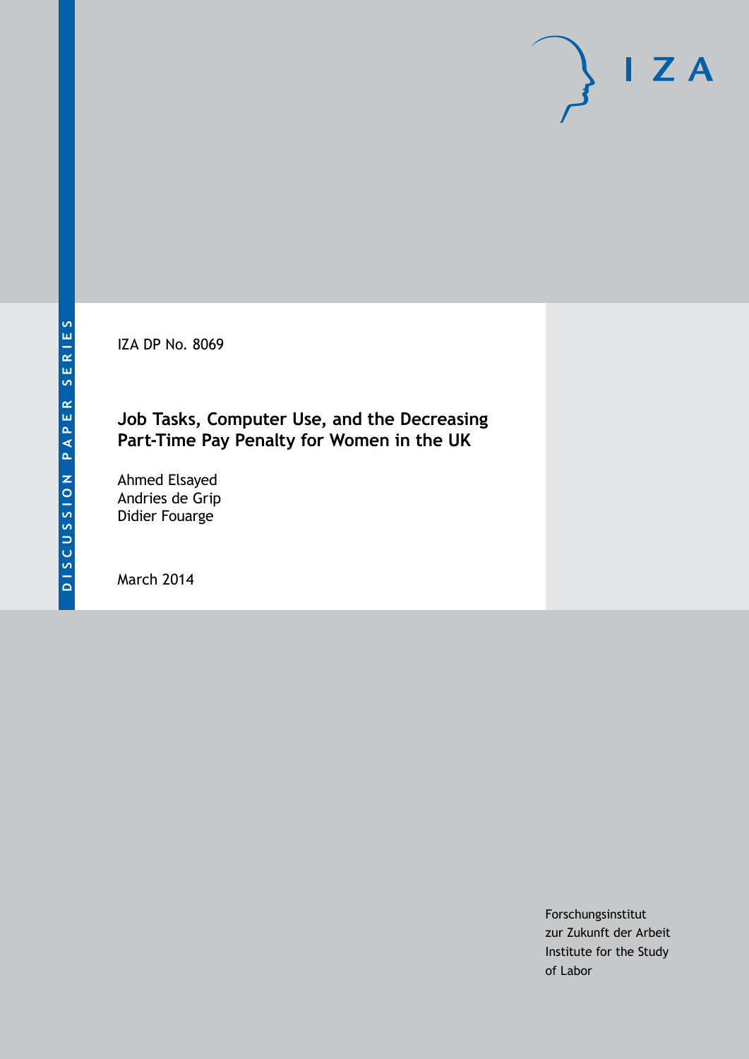DISCUSSION PAPER SERIES

IZA

IZA DP No. 8069

# Job Tasks, Computer Use, and the Decreasing Part-Time Pay Penalty for Women in the UK

Ahmed Elsayed
Andries de Grip
Didier Fouarge

March 2014

Forschungsinstitut
zur Zukunft der Arbeit
Institute for the Study
of Labor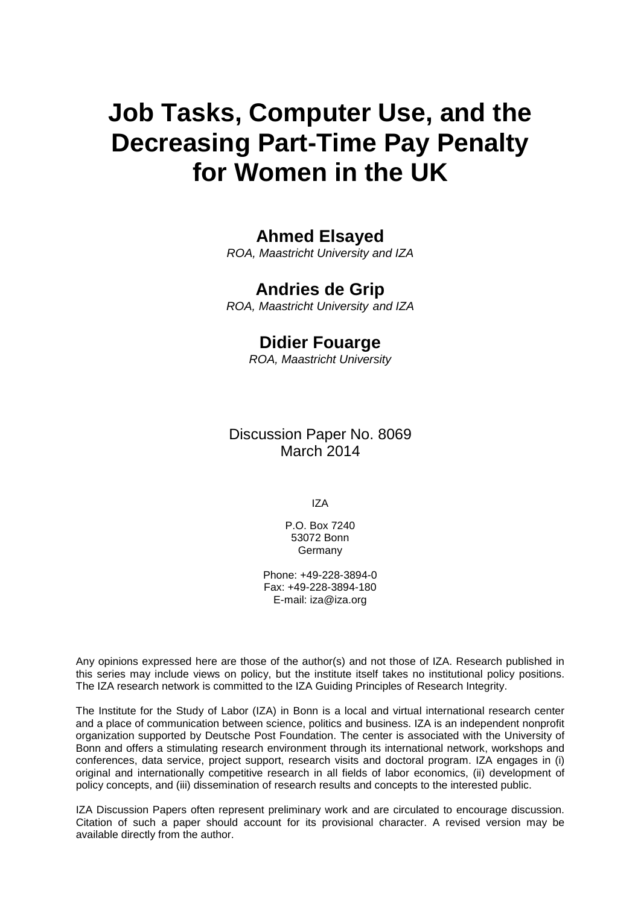# Job Tasks, Computer Use, and the Decreasing Part-Time Pay Penalty for Women in the UK

**Ahmed Elsayed**
*ROA, Maastricht University and IZA*

**Andries de Grip**
*ROA, Maastricht University and IZA*

**Didier Fouarge**
*ROA, Maastricht University*

Discussion Paper No. 8069
March 2014

IZA

P.O. Box 7240
53072 Bonn
Germany

Phone: +49-228-3894-0
Fax: +49-228-3894-180
E-mail: iza@iza.org

Any opinions expressed here are those of the author(s) and not those of IZA. Research published in this series may include views on policy, but the institute itself takes no institutional policy positions. The IZA research network is committed to the IZA Guiding Principles of Research Integrity.

The Institute for the Study of Labor (IZA) in Bonn is a local and virtual international research center and a place of communication between science, politics and business. IZA is an independent nonprofit organization supported by Deutsche Post Foundation. The center is associated with the University of Bonn and offers a stimulating research environment through its international network, workshops and conferences, data service, project support, research visits and doctoral program. IZA engages in (i) original and internationally competitive research in all fields of labor economics, (ii) development of policy concepts, and (iii) dissemination of research results and concepts to the interested public.

IZA Discussion Papers often represent preliminary work and are circulated to encourage discussion. Citation of such a paper should account for its provisional character. A revised version may be available directly from the author.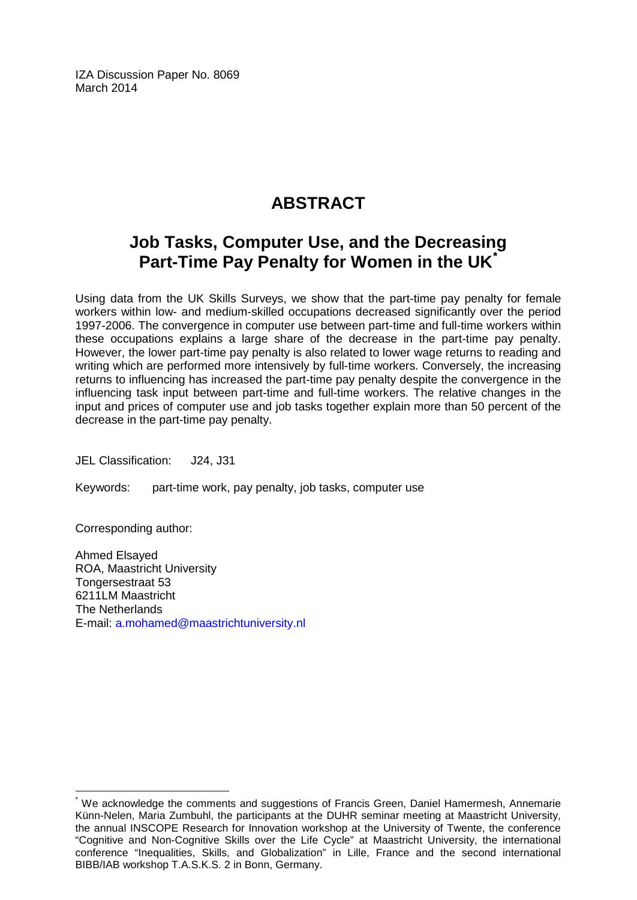IZA Discussion Paper No. 8069
March 2014

# ABSTRACT

## Job Tasks, Computer Use, and the Decreasing Part-Time Pay Penalty for Women in the UK*

Using data from the UK Skills Surveys, we show that the part-time pay penalty for female workers within low- and medium-skilled occupations decreased significantly over the period 1997-2006. The convergence in computer use between part-time and full-time workers within these occupations explains a large share of the decrease in the part-time pay penalty. However, the lower part-time pay penalty is also related to lower wage returns to reading and writing which are performed more intensively by full-time workers. Conversely, the increasing returns to influencing has increased the part-time pay penalty despite the convergence in the influencing task input between part-time and full-time workers. The relative changes in the input and prices of computer use and job tasks together explain more than 50 percent of the decrease in the part-time pay penalty.

JEL Classification: J24, J31

Keywords: part-time work, pay penalty, job tasks, computer use

Corresponding author:

Ahmed Elsayed
ROA, Maastricht University
Tongersestraat 53
6211LM Maastricht
The Netherlands
E-mail: a.mohamed@maastrichtuniversity.nl

* We acknowledge the comments and suggestions of Francis Green, Daniel Hamermesh, Annemarie Künn-Nelen, Maria Zumbuhl, the participants at the DUHR seminar meeting at Maastricht University, the annual INSCOPE Research for Innovation workshop at the University of Twente, the conference "Cognitive and Non-Cognitive Skills over the Life Cycle" at Maastricht University, the international conference "Inequalities, Skills, and Globalization" in Lille, France and the second international BIBB/IAB workshop T.A.S.K.S. 2 in Bonn, Germany.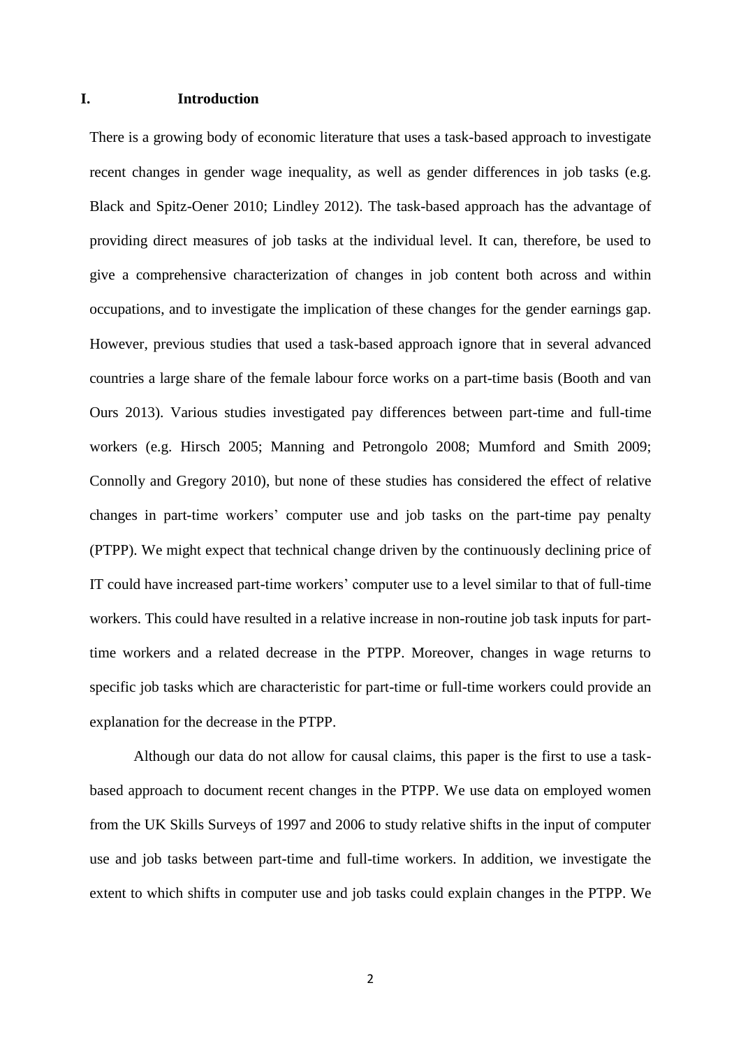# I. Introduction

There is a growing body of economic literature that uses a task-based approach to investigate recent changes in gender wage inequality, as well as gender differences in job tasks (e.g. Black and Spitz-Oener 2010; Lindley 2012). The task-based approach has the advantage of providing direct measures of job tasks at the individual level. It can, therefore, be used to give a comprehensive characterization of changes in job content both across and within occupations, and to investigate the implication of these changes for the gender earnings gap. However, previous studies that used a task-based approach ignore that in several advanced countries a large share of the female labour force works on a part-time basis (Booth and van Ours 2013). Various studies investigated pay differences between part-time and full-time workers (e.g. Hirsch 2005; Manning and Petrongolo 2008; Mumford and Smith 2009; Connolly and Gregory 2010), but none of these studies has considered the effect of relative changes in part-time workers' computer use and job tasks on the part-time pay penalty (PTPP). We might expect that technical change driven by the continuously declining price of IT could have increased part-time workers' computer use to a level similar to that of full-time workers. This could have resulted in a relative increase in non-routine job task inputs for part-time workers and a related decrease in the PTPP. Moreover, changes in wage returns to specific job tasks which are characteristic for part-time or full-time workers could provide an explanation for the decrease in the PTPP.

Although our data do not allow for causal claims, this paper is the first to use a task-based approach to document recent changes in the PTPP. We use data on employed women from the UK Skills Surveys of 1997 and 2006 to study relative shifts in the input of computer use and job tasks between part-time and full-time workers. In addition, we investigate the extent to which shifts in computer use and job tasks could explain changes in the PTPP. We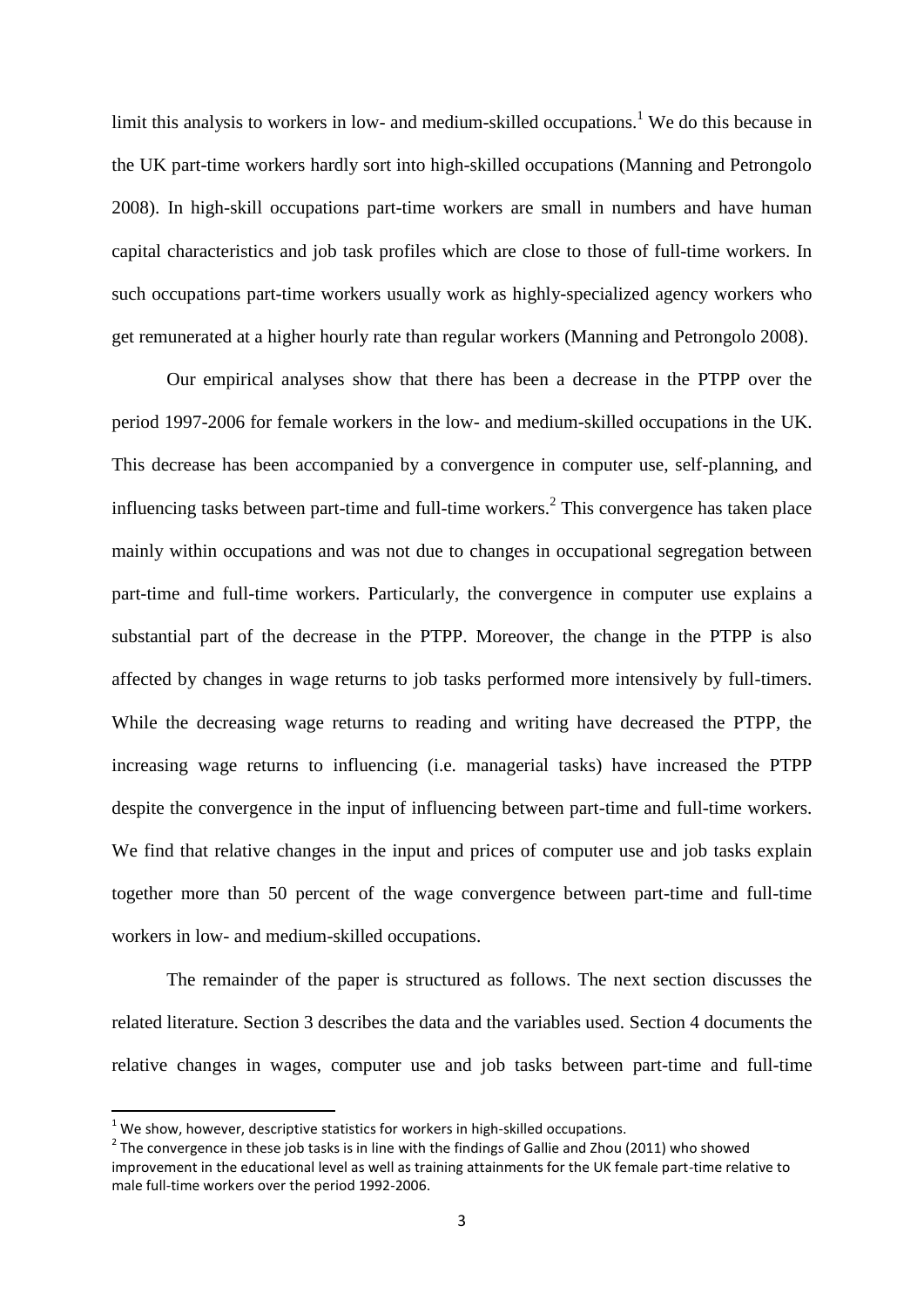limit this analysis to workers in low- and medium-skilled occupations.[1] We do this because in the UK part-time workers hardly sort into high-skilled occupations (Manning and Petrongolo 2008). In high-skill occupations part-time workers are small in numbers and have human capital characteristics and job task profiles which are close to those of full-time workers. In such occupations part-time workers usually work as highly-specialized agency workers who get remunerated at a higher hourly rate than regular workers (Manning and Petrongolo 2008).

Our empirical analyses show that there has been a decrease in the PTPP over the period 1997-2006 for female workers in the low- and medium-skilled occupations in the UK. This decrease has been accompanied by a convergence in computer use, self-planning, and influencing tasks between part-time and full-time workers.[2] This convergence has taken place mainly within occupations and was not due to changes in occupational segregation between part-time and full-time workers. Particularly, the convergence in computer use explains a substantial part of the decrease in the PTPP. Moreover, the change in the PTPP is also affected by changes in wage returns to job tasks performed more intensively by full-timers. While the decreasing wage returns to reading and writing have decreased the PTPP, the increasing wage returns to influencing (i.e. managerial tasks) have increased the PTPP despite the convergence in the input of influencing between part-time and full-time workers. We find that relative changes in the input and prices of computer use and job tasks explain together more than 50 percent of the wage convergence between part-time and full-time workers in low- and medium-skilled occupations.

The remainder of the paper is structured as follows. The next section discusses the related literature. Section 3 describes the data and the variables used. Section 4 documents the relative changes in wages, computer use and job tasks between part-time and full-time

[1] We show, however, descriptive statistics for workers in high-skilled occupations.

[2] The convergence in these job tasks is in line with the findings of Gallie and Zhou (2011) who showed improvement in the educational level as well as training attainments for the UK female part-time relative to male full-time workers over the period 1992-2006.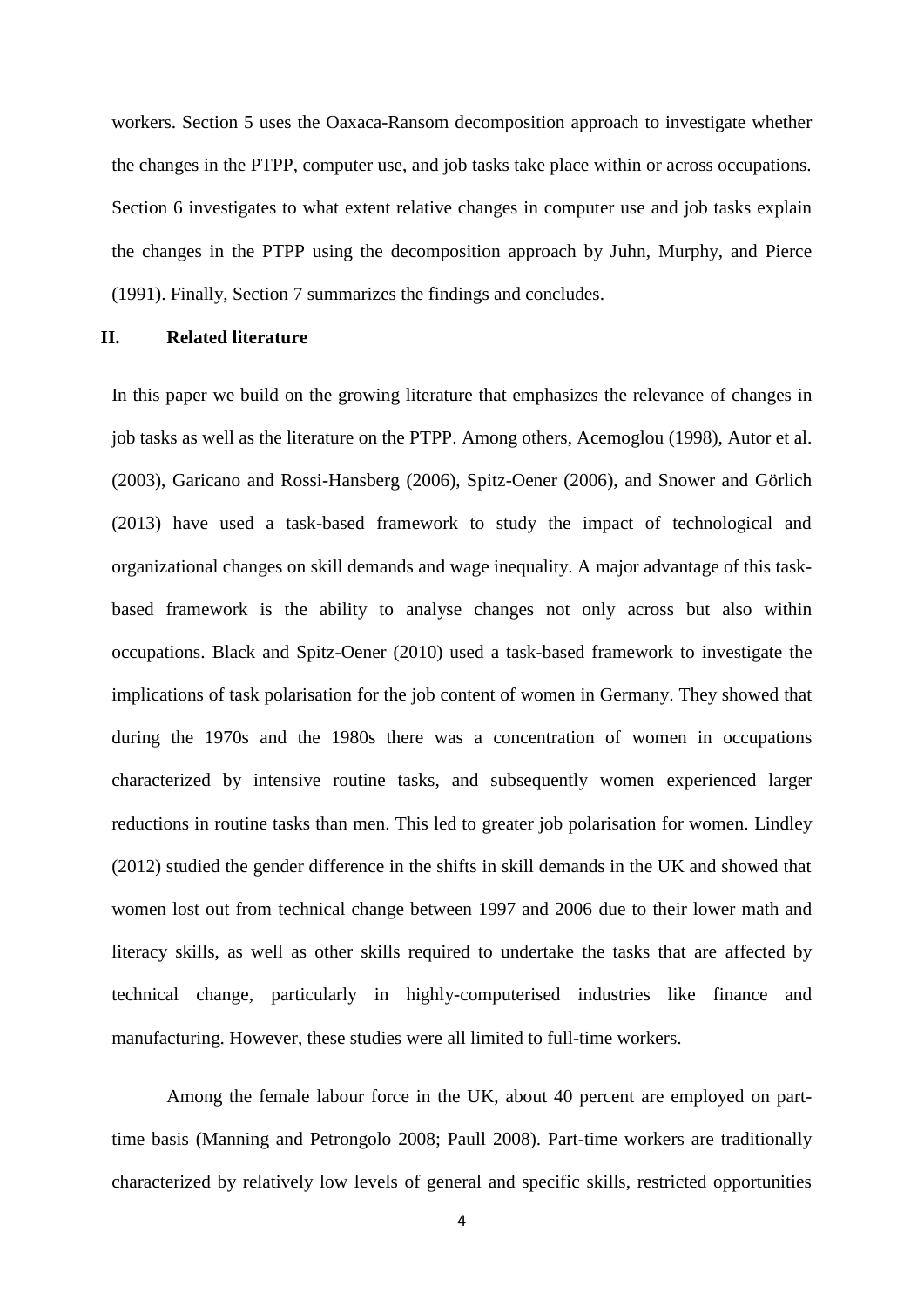workers. Section 5 uses the Oaxaca-Ransom decomposition approach to investigate whether the changes in the PTPP, computer use, and job tasks take place within or across occupations. Section 6 investigates to what extent relative changes in computer use and job tasks explain the changes in the PTPP using the decomposition approach by Juhn, Murphy, and Pierce (1991). Finally, Section 7 summarizes the findings and concludes.

## II. Related literature

In this paper we build on the growing literature that emphasizes the relevance of changes in job tasks as well as the literature on the PTPP. Among others, Acemoglou (1998), Autor et al. (2003), Garicano and Rossi-Hansberg (2006), Spitz-Oener (2006), and Snower and Görlich (2013) have used a task-based framework to study the impact of technological and organizational changes on skill demands and wage inequality. A major advantage of this task-based framework is the ability to analyse changes not only across but also within occupations. Black and Spitz-Oener (2010) used a task-based framework to investigate the implications of task polarisation for the job content of women in Germany. They showed that during the 1970s and the 1980s there was a concentration of women in occupations characterized by intensive routine tasks, and subsequently women experienced larger reductions in routine tasks than men. This led to greater job polarisation for women. Lindley (2012) studied the gender difference in the shifts in skill demands in the UK and showed that women lost out from technical change between 1997 and 2006 due to their lower math and literacy skills, as well as other skills required to undertake the tasks that are affected by technical change, particularly in highly-computerised industries like finance and manufacturing. However, these studies were all limited to full-time workers.

Among the female labour force in the UK, about 40 percent are employed on part-time basis (Manning and Petrongolo 2008; Paull 2008). Part-time workers are traditionally characterized by relatively low levels of general and specific skills, restricted opportunities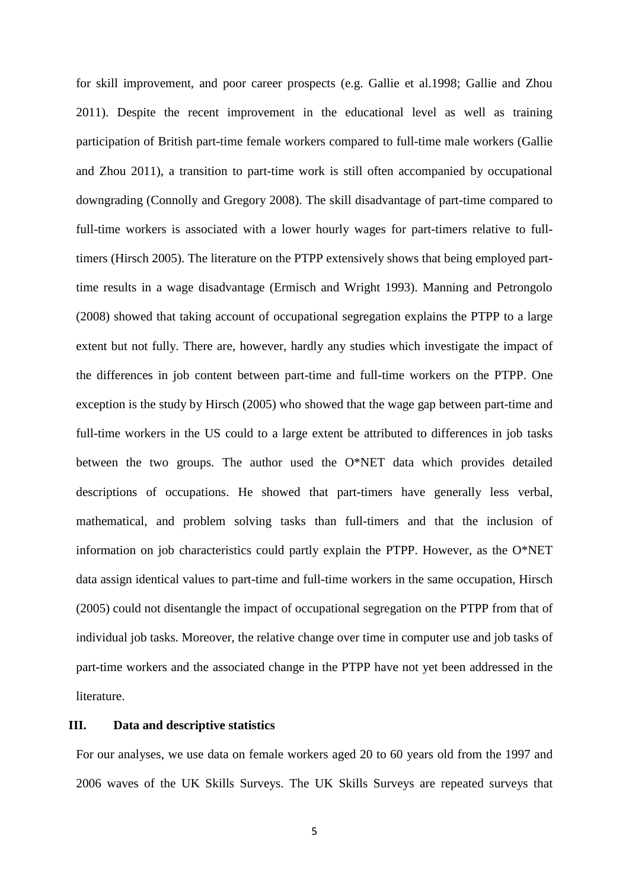for skill improvement, and poor career prospects (e.g. Gallie et al.1998; Gallie and Zhou 2011). Despite the recent improvement in the educational level as well as training participation of British part-time female workers compared to full-time male workers (Gallie and Zhou 2011), a transition to part-time work is still often accompanied by occupational downgrading (Connolly and Gregory 2008). The skill disadvantage of part-time compared to full-time workers is associated with a lower hourly wages for part-timers relative to full-timers (Hirsch 2005). The literature on the PTPP extensively shows that being employed part-time results in a wage disadvantage (Ermisch and Wright 1993). Manning and Petrongolo (2008) showed that taking account of occupational segregation explains the PTPP to a large extent but not fully. There are, however, hardly any studies which investigate the impact of the differences in job content between part-time and full-time workers on the PTPP. One exception is the study by Hirsch (2005) who showed that the wage gap between part-time and full-time workers in the US could to a large extent be attributed to differences in job tasks between the two groups. The author used the O*NET data which provides detailed descriptions of occupations. He showed that part-timers have generally less verbal, mathematical, and problem solving tasks than full-timers and that the inclusion of information on job characteristics could partly explain the PTPP. However, as the O*NET data assign identical values to part-time and full-time workers in the same occupation, Hirsch (2005) could not disentangle the impact of occupational segregation on the PTPP from that of individual job tasks. Moreover, the relative change over time in computer use and job tasks of part-time workers and the associated change in the PTPP have not yet been addressed in the literature.

## III. Data and descriptive statistics

For our analyses, we use data on female workers aged 20 to 60 years old from the 1997 and 2006 waves of the UK Skills Surveys. The UK Skills Surveys are repeated surveys that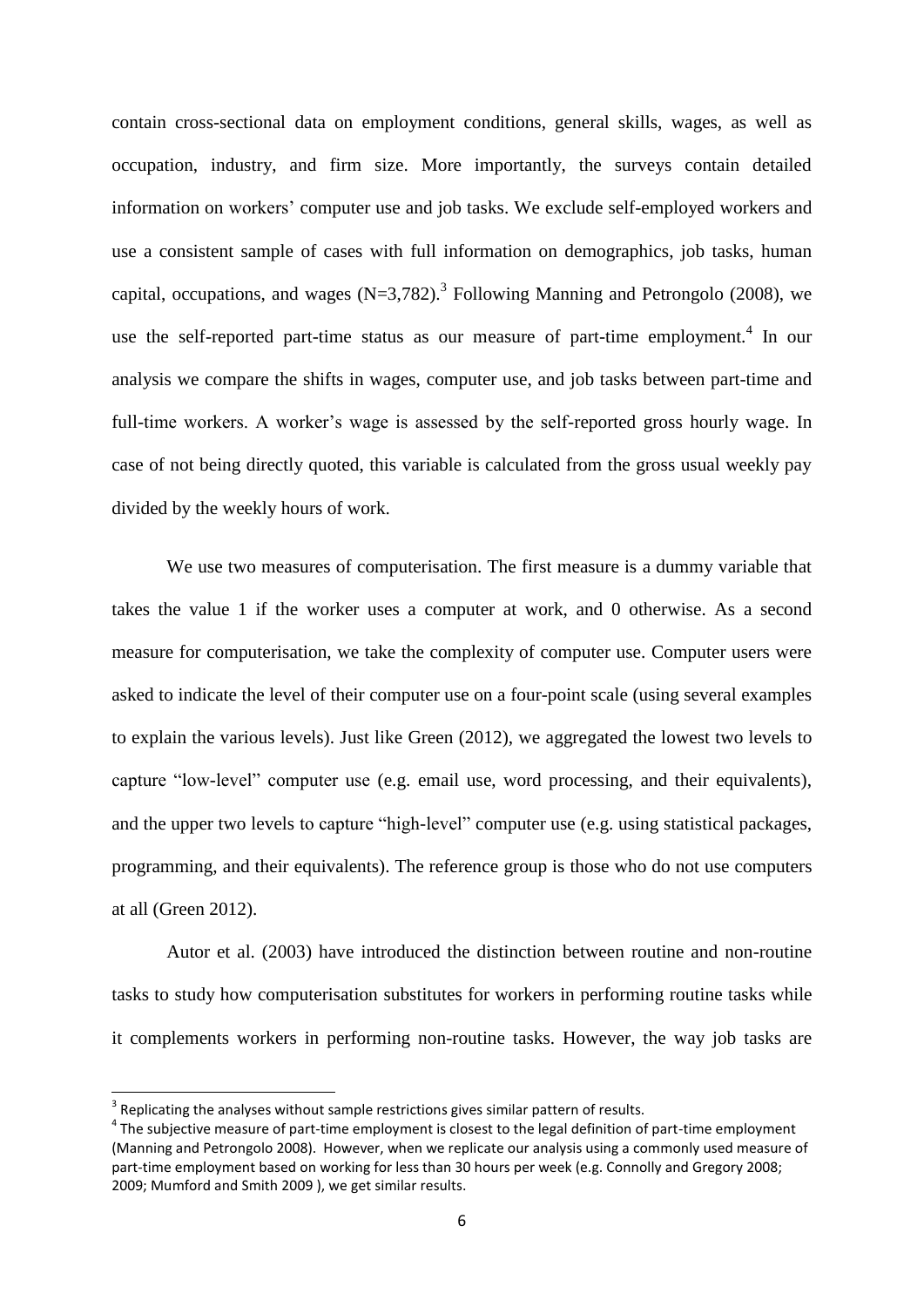contain cross-sectional data on employment conditions, general skills, wages, as well as occupation, industry, and firm size. More importantly, the surveys contain detailed information on workers' computer use and job tasks. We exclude self-employed workers and use a consistent sample of cases with full information on demographics, job tasks, human capital, occupations, and wages (N=3,782).[3] Following Manning and Petrongolo (2008), we use the self-reported part-time status as our measure of part-time employment.[4] In our analysis we compare the shifts in wages, computer use, and job tasks between part-time and full-time workers. A worker's wage is assessed by the self-reported gross hourly wage. In case of not being directly quoted, this variable is calculated from the gross usual weekly pay divided by the weekly hours of work.

We use two measures of computerisation. The first measure is a dummy variable that takes the value 1 if the worker uses a computer at work, and 0 otherwise. As a second measure for computerisation, we take the complexity of computer use. Computer users were asked to indicate the level of their computer use on a four-point scale (using several examples to explain the various levels). Just like Green (2012), we aggregated the lowest two levels to capture "low-level" computer use (e.g. email use, word processing, and their equivalents), and the upper two levels to capture "high-level" computer use (e.g. using statistical packages, programming, and their equivalents). The reference group is those who do not use computers at all (Green 2012).

Autor et al. (2003) have introduced the distinction between routine and non-routine tasks to study how computerisation substitutes for workers in performing routine tasks while it complements workers in performing non-routine tasks. However, the way job tasks are

---

[3] Replicating the analyses without sample restrictions gives similar pattern of results.

[4] The subjective measure of part-time employment is closest to the legal definition of part-time employment (Manning and Petrongolo 2008). However, when we replicate our analysis using a commonly used measure of part-time employment based on working for less than 30 hours per week (e.g. Connolly and Gregory 2008; 2009; Mumford and Smith 2009 ), we get similar results.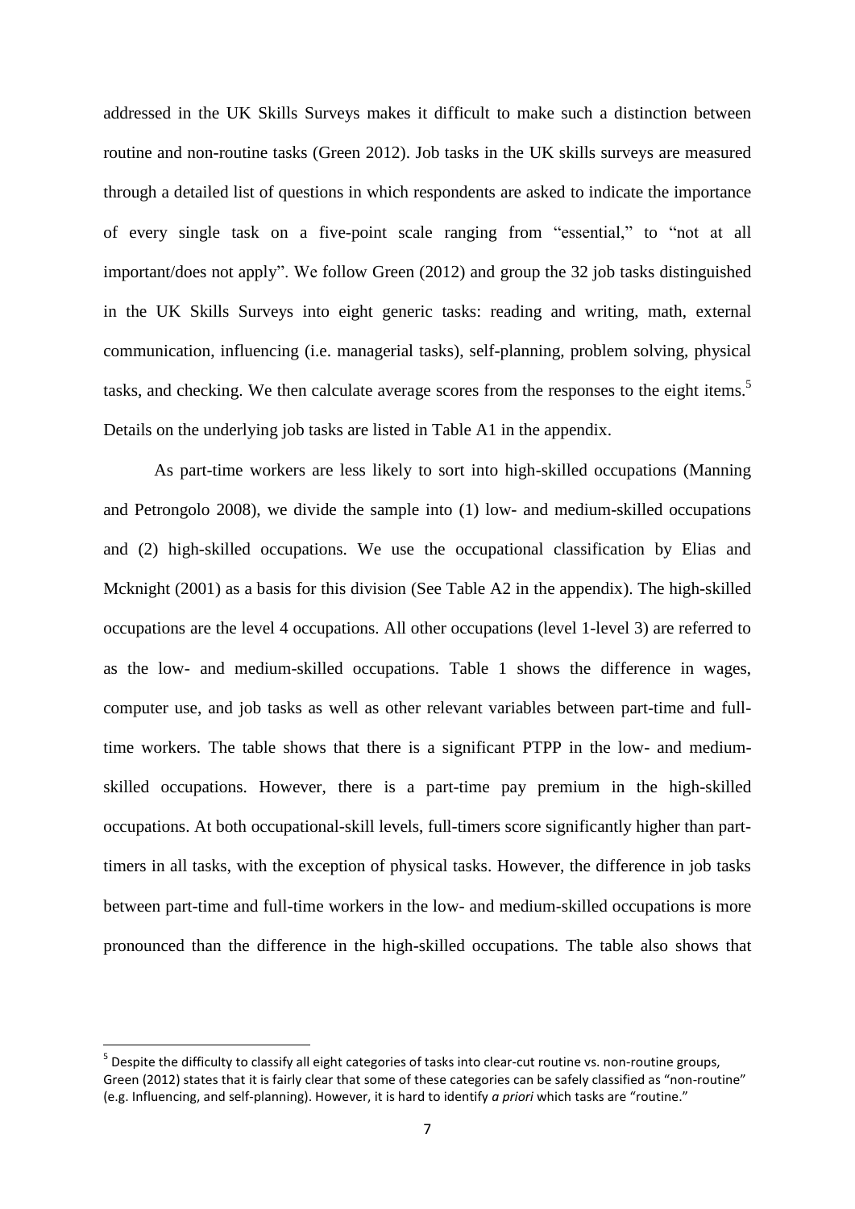addressed in the UK Skills Surveys makes it difficult to make such a distinction between routine and non-routine tasks (Green 2012). Job tasks in the UK skills surveys are measured through a detailed list of questions in which respondents are asked to indicate the importance of every single task on a five-point scale ranging from "essential," to "not at all important/does not apply". We follow Green (2012) and group the 32 job tasks distinguished in the UK Skills Surveys into eight generic tasks: reading and writing, math, external communication, influencing (i.e. managerial tasks), self-planning, problem solving, physical tasks, and checking. We then calculate average scores from the responses to the eight items.[5] Details on the underlying job tasks are listed in Table A1 in the appendix.

As part-time workers are less likely to sort into high-skilled occupations (Manning and Petrongolo 2008), we divide the sample into (1) low- and medium-skilled occupations and (2) high-skilled occupations. We use the occupational classification by Elias and Mcknight (2001) as a basis for this division (See Table A2 in the appendix). The high-skilled occupations are the level 4 occupations. All other occupations (level 1-level 3) are referred to as the low- and medium-skilled occupations. Table 1 shows the difference in wages, computer use, and job tasks as well as other relevant variables between part-time and full-time workers. The table shows that there is a significant PTPP in the low- and medium-skilled occupations. However, there is a part-time pay premium in the high-skilled occupations. At both occupational-skill levels, full-timers score significantly higher than part-timers in all tasks, with the exception of physical tasks. However, the difference in job tasks between part-time and full-time workers in the low- and medium-skilled occupations is more pronounced than the difference in the high-skilled occupations. The table also shows that

[5] Despite the difficulty to classify all eight categories of tasks into clear-cut routine vs. non-routine groups, Green (2012) states that it is fairly clear that some of these categories can be safely classified as "non-routine" (e.g. Influencing, and self-planning). However, it is hard to identify *a priori* which tasks are "routine."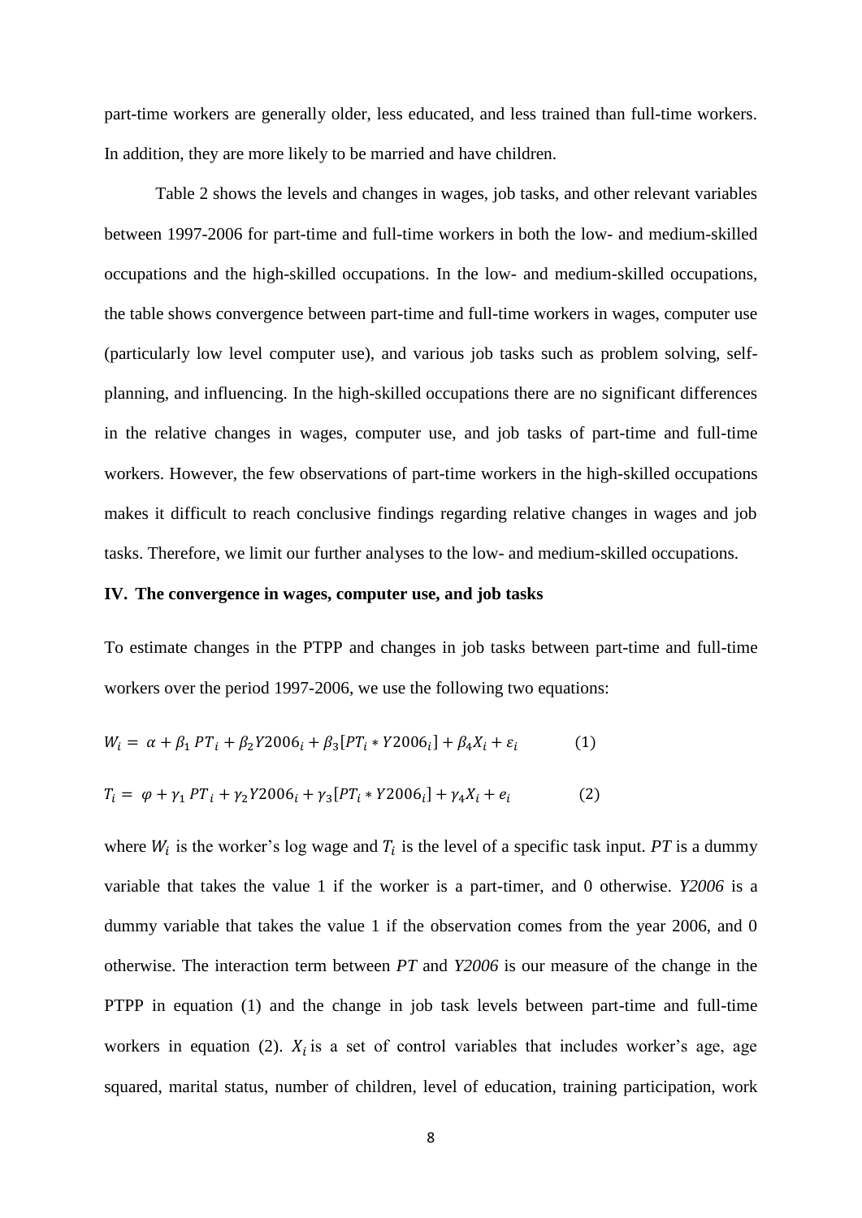part-time workers are generally older, less educated, and less trained than full-time workers. In addition, they are more likely to be married and have children.

Table 2 shows the levels and changes in wages, job tasks, and other relevant variables between 1997-2006 for part-time and full-time workers in both the low- and medium-skilled occupations and the high-skilled occupations. In the low- and medium-skilled occupations, the table shows convergence between part-time and full-time workers in wages, computer use (particularly low level computer use), and various job tasks such as problem solving, self-planning, and influencing. In the high-skilled occupations there are no significant differences in the relative changes in wages, computer use, and job tasks of part-time and full-time workers. However, the few observations of part-time workers in the high-skilled occupations makes it difficult to reach conclusive findings regarding relative changes in wages and job tasks. Therefore, we limit our further analyses to the low- and medium-skilled occupations.

## IV. The convergence in wages, computer use, and job tasks

To estimate changes in the PTPP and changes in job tasks between part-time and full-time workers over the period 1997-2006, we use the following two equations:

$$W_i = \alpha + \beta_1 PT_i + \beta_2 Y2006_i + \beta_3[PT_i * Y2006_i] + \beta_4 X_i + \varepsilon_i \qquad (1)$$

$$T_i = \varphi + \gamma_1 PT_i + \gamma_2 Y2006_i + \gamma_3[PT_i * Y2006_i] + \gamma_4 X_i + e_i \qquad (2)$$

where $W_i$ is the worker's log wage and $T_i$ is the level of a specific task input. $PT$ is a dummy variable that takes the value 1 if the worker is a part-timer, and 0 otherwise. *Y2006* is a dummy variable that takes the value 1 if the observation comes from the year 2006, and 0 otherwise. The interaction term between *PT* and *Y2006* is our measure of the change in the PTPP in equation (1) and the change in job task levels between part-time and full-time workers in equation (2). $X_i$ is a set of control variables that includes worker's age, age squared, marital status, number of children, level of education, training participation, work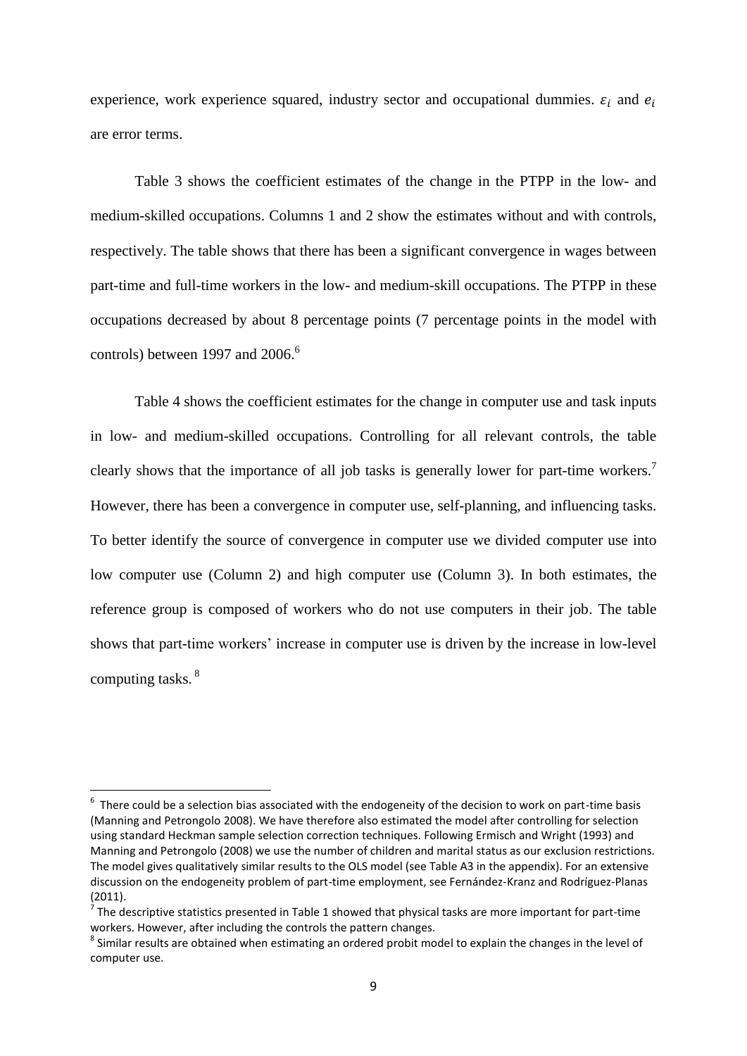experience, work experience squared, industry sector and occupational dummies. $\varepsilon_i$ and $e_i$ are error terms.

Table 3 shows the coefficient estimates of the change in the PTPP in the low- and medium-skilled occupations. Columns 1 and 2 show the estimates without and with controls, respectively. The table shows that there has been a significant convergence in wages between part-time and full-time workers in the low- and medium-skill occupations. The PTPP in these occupations decreased by about 8 percentage points (7 percentage points in the model with controls) between 1997 and 2006.[6]

Table 4 shows the coefficient estimates for the change in computer use and task inputs in low- and medium-skilled occupations. Controlling for all relevant controls, the table clearly shows that the importance of all job tasks is generally lower for part-time workers.[7] However, there has been a convergence in computer use, self-planning, and influencing tasks. To better identify the source of convergence in computer use we divided computer use into low computer use (Column 2) and high computer use (Column 3). In both estimates, the reference group is composed of workers who do not use computers in their job. The table shows that part-time workers' increase in computer use is driven by the increase in low-level computing tasks.[8]

---

[6] There could be a selection bias associated with the endogeneity of the decision to work on part-time basis (Manning and Petrongolo 2008). We have therefore also estimated the model after controlling for selection using standard Heckman sample selection correction techniques. Following Ermisch and Wright (1993) and Manning and Petrongolo (2008) we use the number of children and marital status as our exclusion restrictions. The model gives qualitatively similar results to the OLS model (see Table A3 in the appendix). For an extensive discussion on the endogeneity problem of part-time employment, see Fernández-Kranz and Rodríguez-Planas (2011).

[7] The descriptive statistics presented in Table 1 showed that physical tasks are more important for part-time workers. However, after including the controls the pattern changes.

[8] Similar results are obtained when estimating an ordered probit model to explain the changes in the level of computer use.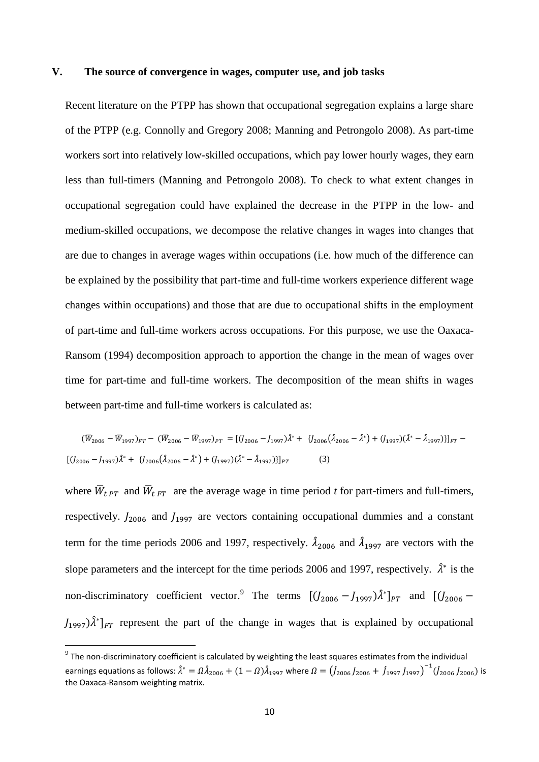## V. The source of convergence in wages, computer use, and job tasks

Recent literature on the PTPP has shown that occupational segregation explains a large share of the PTPP (e.g. Connolly and Gregory 2008; Manning and Petrongolo 2008). As part-time workers sort into relatively low-skilled occupations, which pay lower hourly wages, they earn less than full-timers (Manning and Petrongolo 2008). To check to what extent changes in occupational segregation could have explained the decrease in the PTPP in the low- and medium-skilled occupations, we decompose the relative changes in wages into changes that are due to changes in average wages within occupations (i.e. how much of the difference can be explained by the possibility that part-time and full-time workers experience different wage changes within occupations) and those that are due to occupational shifts in the employment of part-time and full-time workers across occupations. For this purpose, we use the Oaxaca-Ransom (1994) decomposition approach to apportion the change in the mean of wages over time for part-time and full-time workers. The decomposition of the mean shifts in wages between part-time and full-time workers is calculated as:

$$(\bar{W}_{2006} - \bar{W}_{1997})_{FT} - (\bar{W}_{2006} - \bar{W}_{1997})_{PT} = [(J_{2006} - J_{1997})\hat{\lambda}^{*} + \{J_{2006}(\hat{\lambda}_{2006} - \hat{\lambda}^{*}) + (J_{1997})(\hat{\lambda}^{*} - \hat{\lambda}_{1997})\}]_{FT} - [(J_{2006} - J_{1997})\hat{\lambda}^{*} + \{J_{2006}(\hat{\lambda}_{2006} - \hat{\lambda}^{*}) + (J_{1997})(\hat{\lambda}^{*} - \hat{\lambda}_{1997})\}]_{PT} \quad (3)$$

where $\bar{W}_{t\,PT}$ and $\bar{W}_{t\,FT}$ are the average wage in time period *t* for part-timers and full-timers, respectively. $J_{2006}$ and $J_{1997}$ are vectors containing occupational dummies and a constant term for the time periods 2006 and 1997, respectively. $\hat{\lambda}_{2006}$ and $\hat{\lambda}_{1997}$ are vectors with the slope parameters and the intercept for the time periods 2006 and 1997, respectively. $\hat{\lambda}^{*}$ is the non-discriminatory coefficient vector.[9] The terms $[(J_{2006} - J_{1997})\hat{\lambda}^{*}]_{PT}$ and $[(J_{2006} - J_{1997})\hat{\lambda}^{*}]_{FT}$ represent the part of the change in wages that is explained by occupational

[9] The non-discriminatory coefficient is calculated by weighting the least squares estimates from the individual earnings equations as follows: $\hat{\lambda}^{*} = \Omega\hat{\lambda}_{2006} + (1 - \Omega)\hat{\lambda}_{1997}$ where $\Omega = (J_{2006}' J_{2006} + J_{1997}' J_{1997})^{-1}(J_{2006}' J_{2006})$ is the Oaxaca-Ransom weighting matrix.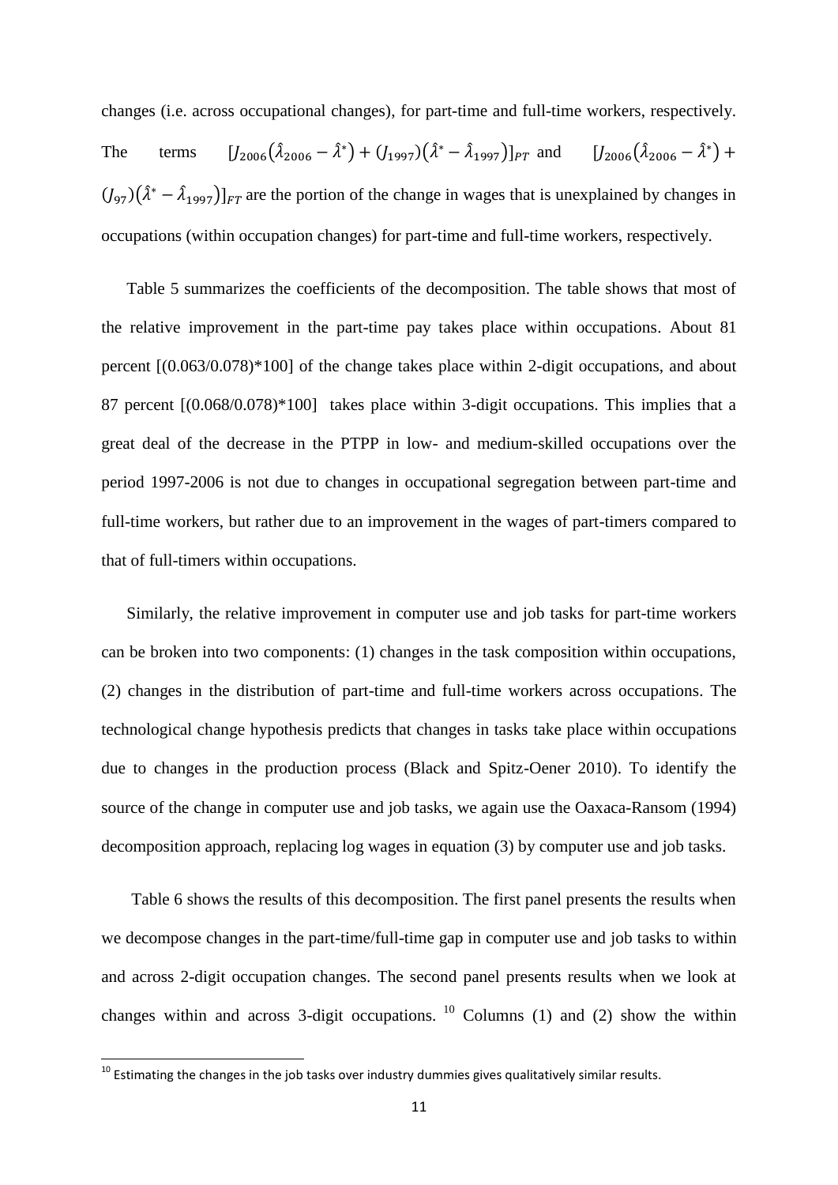changes (i.e. across occupational changes), for part-time and full-time workers, respectively. The terms $[J_{2006}(\hat{\lambda}_{2006} - \hat{\lambda}^{*}) + (J_{1997})(\hat{\lambda}^{*} - \hat{\lambda}_{1997})]_{PT}$ and $[J_{2006}(\hat{\lambda}_{2006} - \hat{\lambda}^{*}) + (J_{97})(\hat{\lambda}^{*} - \hat{\lambda}_{1997})]_{FT}$ are the portion of the change in wages that is unexplained by changes in occupations (within occupation changes) for part-time and full-time workers, respectively.

Table 5 summarizes the coefficients of the decomposition. The table shows that most of the relative improvement in the part-time pay takes place within occupations. About 81 percent [(0.063/0.078)*100] of the change takes place within 2-digit occupations, and about 87 percent [(0.068/0.078)*100] takes place within 3-digit occupations. This implies that a great deal of the decrease in the PTPP in low- and medium-skilled occupations over the period 1997-2006 is not due to changes in occupational segregation between part-time and full-time workers, but rather due to an improvement in the wages of part-timers compared to that of full-timers within occupations.

Similarly, the relative improvement in computer use and job tasks for part-time workers can be broken into two components: (1) changes in the task composition within occupations, (2) changes in the distribution of part-time and full-time workers across occupations. The technological change hypothesis predicts that changes in tasks take place within occupations due to changes in the production process (Black and Spitz-Oener 2010). To identify the source of the change in computer use and job tasks, we again use the Oaxaca-Ransom (1994) decomposition approach, replacing log wages in equation (3) by computer use and job tasks.

Table 6 shows the results of this decomposition. The first panel presents the results when we decompose changes in the part-time/full-time gap in computer use and job tasks to within and across 2-digit occupation changes. The second panel presents results when we look at changes within and across 3-digit occupations. [10] Columns (1) and (2) show the within

[10] Estimating the changes in the job tasks over industry dummies gives qualitatively similar results.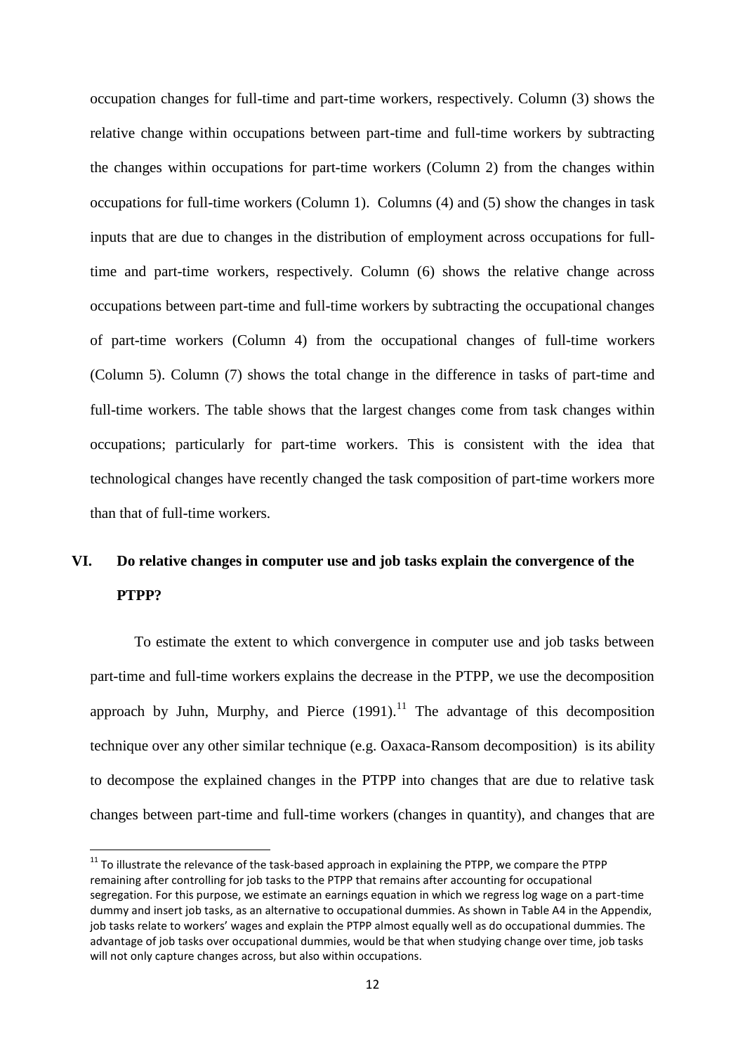occupation changes for full-time and part-time workers, respectively. Column (3) shows the relative change within occupations between part-time and full-time workers by subtracting the changes within occupations for part-time workers (Column 2) from the changes within occupations for full-time workers (Column 1). Columns (4) and (5) show the changes in task inputs that are due to changes in the distribution of employment across occupations for full-time and part-time workers, respectively. Column (6) shows the relative change across occupations between part-time and full-time workers by subtracting the occupational changes of part-time workers (Column 4) from the occupational changes of full-time workers (Column 5). Column (7) shows the total change in the difference in tasks of part-time and full-time workers. The table shows that the largest changes come from task changes within occupations; particularly for part-time workers. This is consistent with the idea that technological changes have recently changed the task composition of part-time workers more than that of full-time workers.

## VI. Do relative changes in computer use and job tasks explain the convergence of the PTPP?

To estimate the extent to which convergence in computer use and job tasks between part-time and full-time workers explains the decrease in the PTPP, we use the decomposition approach by Juhn, Murphy, and Pierce (1991).[11] The advantage of this decomposition technique over any other similar technique (e.g. Oaxaca-Ransom decomposition) is its ability to decompose the explained changes in the PTPP into changes that are due to relative task changes between part-time and full-time workers (changes in quantity), and changes that are

[11] To illustrate the relevance of the task-based approach in explaining the PTPP, we compare the PTPP remaining after controlling for job tasks to the PTPP that remains after accounting for occupational segregation. For this purpose, we estimate an earnings equation in which we regress log wage on a part-time dummy and insert job tasks, as an alternative to occupational dummies. As shown in Table A4 in the Appendix, job tasks relate to workers' wages and explain the PTPP almost equally well as do occupational dummies. The advantage of job tasks over occupational dummies, would be that when studying change over time, job tasks will not only capture changes across, but also within occupations.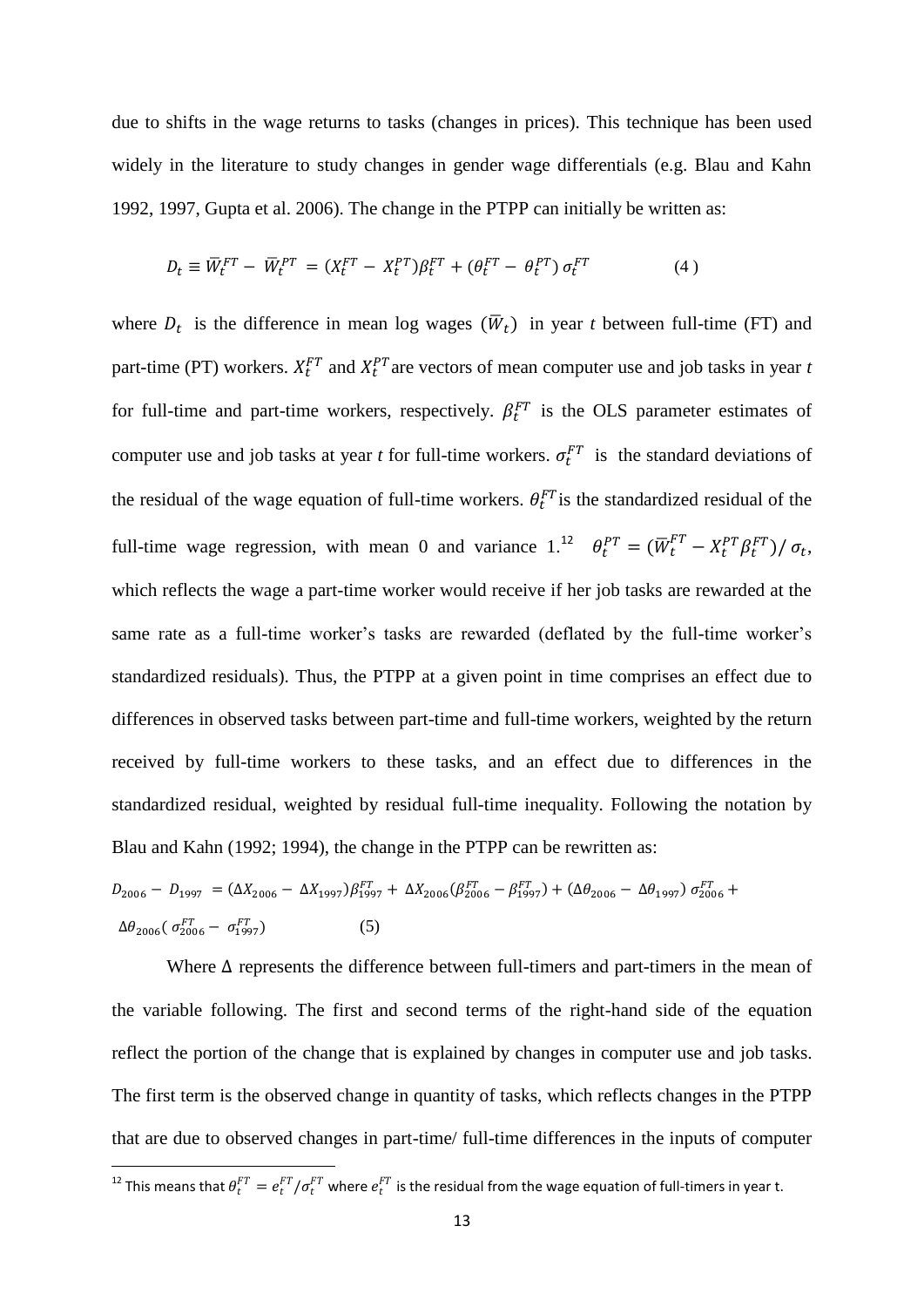due to shifts in the wage returns to tasks (changes in prices). This technique has been used widely in the literature to study changes in gender wage differentials (e.g. Blau and Kahn 1992, 1997, Gupta et al. 2006). The change in the PTPP can initially be written as:

$$D_t \equiv \bar{W}_t^{FT} - \bar{W}_t^{PT} = (X_t^{FT} - X_t^{PT})\beta_t^{FT} + (\theta_t^{FT} - \theta_t^{PT})\,\sigma_t^{FT} \qquad (4)$$

where $D_t$ is the difference in mean log wages ($\bar{W}_t$) in year *t* between full-time (FT) and part-time (PT) workers. $X_t^{FT}$ and $X_t^{PT}$ are vectors of mean computer use and job tasks in year *t* for full-time and part-time workers, respectively. $\beta_t^{FT}$ is the OLS parameter estimates of computer use and job tasks at year *t* for full-time workers. $\sigma_t^{FT}$ is the standard deviations of the residual of the wage equation of full-time workers. $\theta_t^{FT}$ is the standardized residual of the full-time wage regression, with mean 0 and variance 1.[12] $\theta_t^{PT} = (\bar{W}_t^{FT} - X_t^{PT}\beta_t^{FT})/\,\sigma_t$, which reflects the wage a part-time worker would receive if her job tasks are rewarded at the same rate as a full-time worker's tasks are rewarded (deflated by the full-time worker's standardized residuals). Thus, the PTPP at a given point in time comprises an effect due to differences in observed tasks between part-time and full-time workers, weighted by the return received by full-time workers to these tasks, and an effect due to differences in the standardized residual, weighted by residual full-time inequality. Following the notation by Blau and Kahn (1992; 1994), the change in the PTPP can be rewritten as:

$$D_{2006} - D_{1997} = (\Delta X_{2006} - \Delta X_{1997})\beta_{1997}^{FT} + \Delta X_{2006}(\beta_{2006}^{FT} - \beta_{1997}^{FT}) + (\Delta\theta_{2006} - \Delta\theta_{1997})\,\sigma_{2006}^{FT} + \Delta\theta_{2006}(\,\sigma_{2006}^{FT} - \sigma_{1997}^{FT}) \qquad (5)$$

Where $\Delta$ represents the difference between full-timers and part-timers in the mean of the variable following. The first and second terms of the right-hand side of the equation reflect the portion of the change that is explained by changes in computer use and job tasks. The first term is the observed change in quantity of tasks, which reflects changes in the PTPP that are due to observed changes in part-time/ full-time differences in the inputs of computer

[12] This means that $\theta_t^{FT} = e_t^{FT}/\sigma_t^{FT}$ where $e_t^{FT}$ is the residual from the wage equation of full-timers in year t.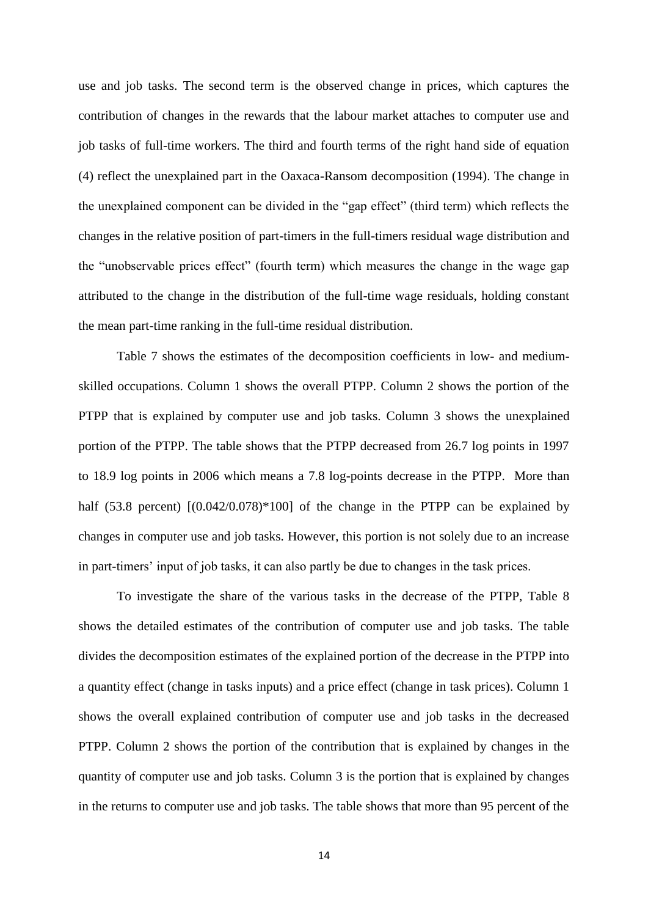use and job tasks. The second term is the observed change in prices, which captures the contribution of changes in the rewards that the labour market attaches to computer use and job tasks of full-time workers. The third and fourth terms of the right hand side of equation (4) reflect the unexplained part in the Oaxaca-Ransom decomposition (1994). The change in the unexplained component can be divided in the "gap effect" (third term) which reflects the changes in the relative position of part-timers in the full-timers residual wage distribution and the "unobservable prices effect" (fourth term) which measures the change in the wage gap attributed to the change in the distribution of the full-time wage residuals, holding constant the mean part-time ranking in the full-time residual distribution.

Table 7 shows the estimates of the decomposition coefficients in low- and medium-skilled occupations. Column 1 shows the overall PTPP. Column 2 shows the portion of the PTPP that is explained by computer use and job tasks. Column 3 shows the unexplained portion of the PTPP. The table shows that the PTPP decreased from 26.7 log points in 1997 to 18.9 log points in 2006 which means a 7.8 log-points decrease in the PTPP. More than half (53.8 percent) [(0.042/0.078)*100] of the change in the PTPP can be explained by changes in computer use and job tasks. However, this portion is not solely due to an increase in part-timers' input of job tasks, it can also partly be due to changes in the task prices.

To investigate the share of the various tasks in the decrease of the PTPP, Table 8 shows the detailed estimates of the contribution of computer use and job tasks. The table divides the decomposition estimates of the explained portion of the decrease in the PTPP into a quantity effect (change in tasks inputs) and a price effect (change in task prices). Column 1 shows the overall explained contribution of computer use and job tasks in the decreased PTPP. Column 2 shows the portion of the contribution that is explained by changes in the quantity of computer use and job tasks. Column 3 is the portion that is explained by changes in the returns to computer use and job tasks. The table shows that more than 95 percent of the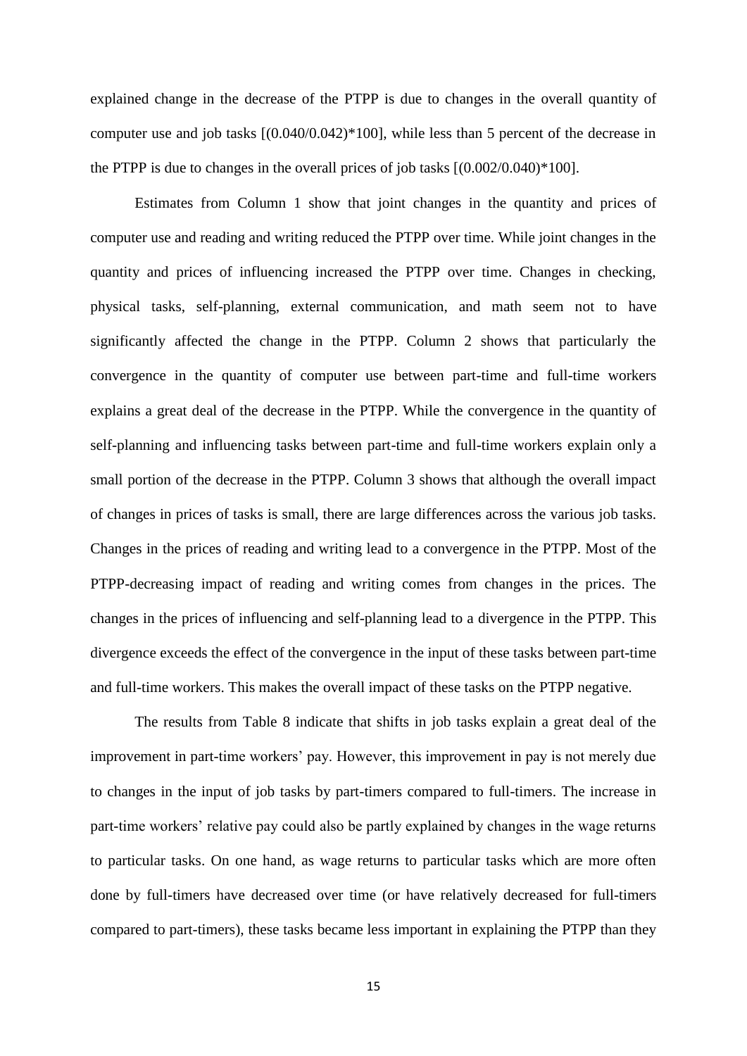explained change in the decrease of the PTPP is due to changes in the overall quantity of computer use and job tasks [(0.040/0.042)*100], while less than 5 percent of the decrease in the PTPP is due to changes in the overall prices of job tasks [(0.002/0.040)*100].

Estimates from Column 1 show that joint changes in the quantity and prices of computer use and reading and writing reduced the PTPP over time. While joint changes in the quantity and prices of influencing increased the PTPP over time. Changes in checking, physical tasks, self-planning, external communication, and math seem not to have significantly affected the change in the PTPP. Column 2 shows that particularly the convergence in the quantity of computer use between part-time and full-time workers explains a great deal of the decrease in the PTPP. While the convergence in the quantity of self-planning and influencing tasks between part-time and full-time workers explain only a small portion of the decrease in the PTPP. Column 3 shows that although the overall impact of changes in prices of tasks is small, there are large differences across the various job tasks. Changes in the prices of reading and writing lead to a convergence in the PTPP. Most of the PTPP-decreasing impact of reading and writing comes from changes in the prices. The changes in the prices of influencing and self-planning lead to a divergence in the PTPP. This divergence exceeds the effect of the convergence in the input of these tasks between part-time and full-time workers. This makes the overall impact of these tasks on the PTPP negative.

The results from Table 8 indicate that shifts in job tasks explain a great deal of the improvement in part-time workers' pay. However, this improvement in pay is not merely due to changes in the input of job tasks by part-timers compared to full-timers. The increase in part-time workers' relative pay could also be partly explained by changes in the wage returns to particular tasks. On one hand, as wage returns to particular tasks which are more often done by full-timers have decreased over time (or have relatively decreased for full-timers compared to part-timers), these tasks became less important in explaining the PTPP than they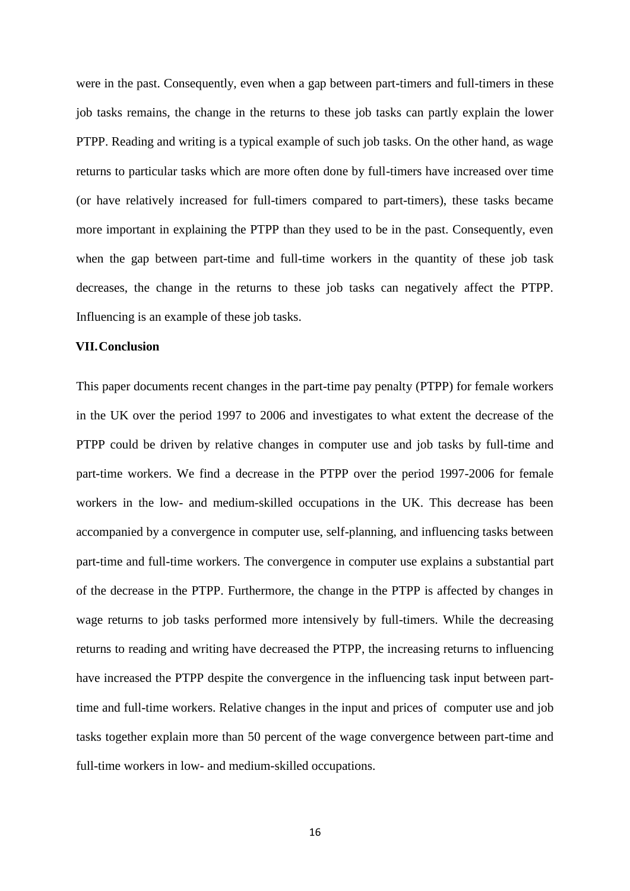were in the past. Consequently, even when a gap between part-timers and full-timers in these job tasks remains, the change in the returns to these job tasks can partly explain the lower PTPP. Reading and writing is a typical example of such job tasks. On the other hand, as wage returns to particular tasks which are more often done by full-timers have increased over time (or have relatively increased for full-timers compared to part-timers), these tasks became more important in explaining the PTPP than they used to be in the past. Consequently, even when the gap between part-time and full-time workers in the quantity of these job task decreases, the change in the returns to these job tasks can negatively affect the PTPP. Influencing is an example of these job tasks.

## VII. Conclusion

This paper documents recent changes in the part-time pay penalty (PTPP) for female workers in the UK over the period 1997 to 2006 and investigates to what extent the decrease of the PTPP could be driven by relative changes in computer use and job tasks by full-time and part-time workers. We find a decrease in the PTPP over the period 1997-2006 for female workers in the low- and medium-skilled occupations in the UK. This decrease has been accompanied by a convergence in computer use, self-planning, and influencing tasks between part-time and full-time workers. The convergence in computer use explains a substantial part of the decrease in the PTPP. Furthermore, the change in the PTPP is affected by changes in wage returns to job tasks performed more intensively by full-timers. While the decreasing returns to reading and writing have decreased the PTPP, the increasing returns to influencing have increased the PTPP despite the convergence in the influencing task input between part-time and full-time workers. Relative changes in the input and prices of computer use and job tasks together explain more than 50 percent of the wage convergence between part-time and full-time workers in low- and medium-skilled occupations.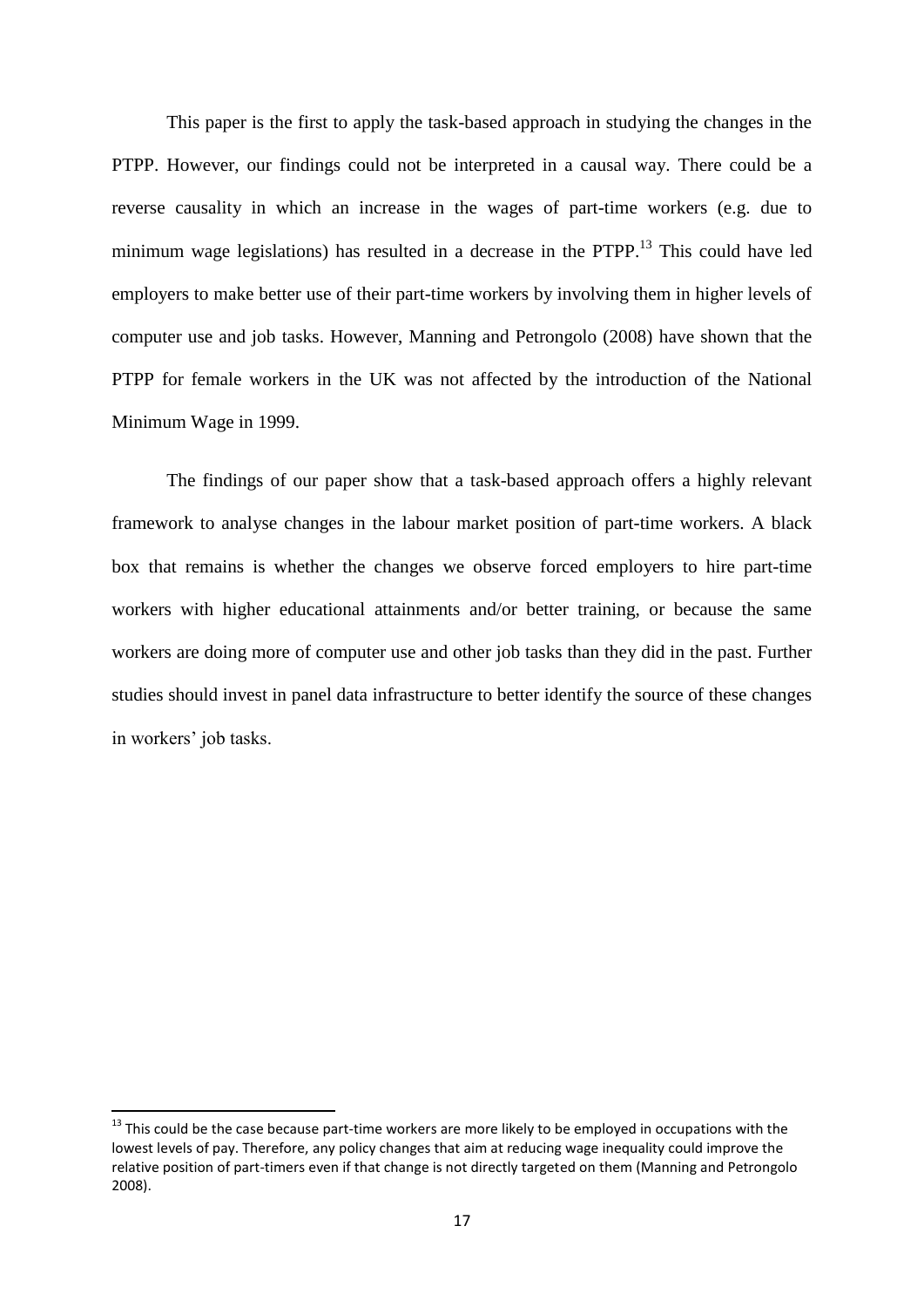This paper is the first to apply the task-based approach in studying the changes in the PTPP. However, our findings could not be interpreted in a causal way. There could be a reverse causality in which an increase in the wages of part-time workers (e.g. due to minimum wage legislations) has resulted in a decrease in the PTPP.[13] This could have led employers to make better use of their part-time workers by involving them in higher levels of computer use and job tasks. However, Manning and Petrongolo (2008) have shown that the PTPP for female workers in the UK was not affected by the introduction of the National Minimum Wage in 1999.

The findings of our paper show that a task-based approach offers a highly relevant framework to analyse changes in the labour market position of part-time workers. A black box that remains is whether the changes we observe forced employers to hire part-time workers with higher educational attainments and/or better training, or because the same workers are doing more of computer use and other job tasks than they did in the past. Further studies should invest in panel data infrastructure to better identify the source of these changes in workers' job tasks.

[13] This could be the case because part-time workers are more likely to be employed in occupations with the lowest levels of pay. Therefore, any policy changes that aim at reducing wage inequality could improve the relative position of part-timers even if that change is not directly targeted on them (Manning and Petrongolo 2008).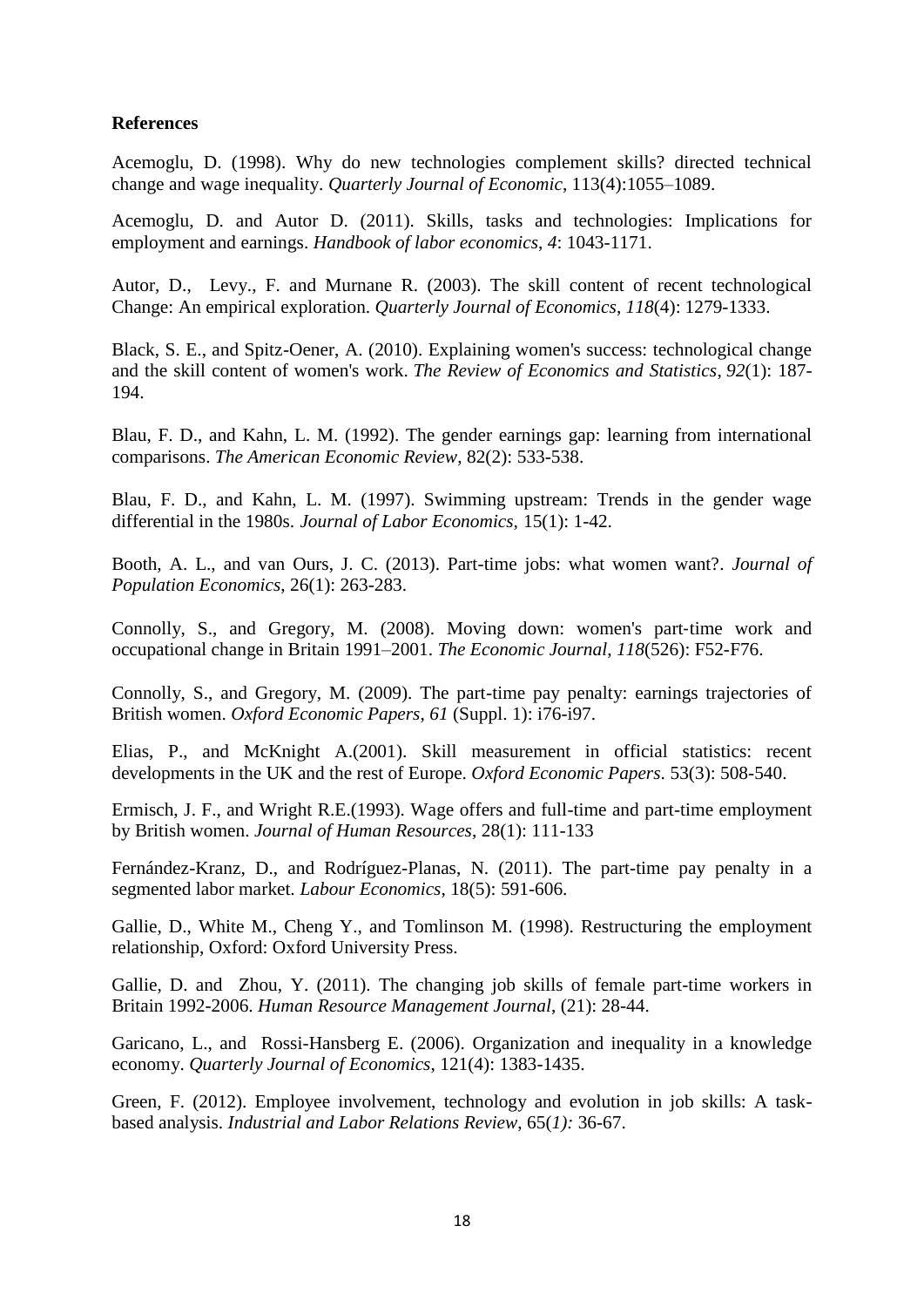**References**

Acemoglu, D. (1998). Why do new technologies complement skills? directed technical change and wage inequality. *Quarterly Journal of Economic*, 113(4):1055–1089.

Acemoglu, D. and Autor D. (2011). Skills, tasks and technologies: Implications for employment and earnings. *Handbook of labor economics*, *4*: 1043-1171.

Autor, D., Levy., F. and Murnane R. (2003). The skill content of recent technological Change: An empirical exploration. *Quarterly Journal of Economics*, *118*(4): 1279-1333.

Black, S. E., and Spitz-Oener, A. (2010). Explaining women's success: technological change and the skill content of women's work. *The Review of Economics and Statistics*, *92*(1): 187-194.

Blau, F. D., and Kahn, L. M. (1992). The gender earnings gap: learning from international comparisons. *The American Economic Review*, 82(2): 533-538.

Blau, F. D., and Kahn, L. M. (1997). Swimming upstream: Trends in the gender wage differential in the 1980s. *Journal of Labor Economics*, 15(1): 1-42.

Booth, A. L., and van Ours, J. C. (2013). Part-time jobs: what women want?. *Journal of Population Economics*, 26(1): 263-283.

Connolly, S., and Gregory, M. (2008). Moving down: women's part‐time work and occupational change in Britain 1991–2001. *The Economic Journal*, *118*(526): F52-F76.

Connolly, S., and Gregory, M. (2009). The part-time pay penalty: earnings trajectories of British women. *Oxford Economic Papers, 61* (Suppl. 1): i76-i97.

Elias, P., and McKnight A.(2001). Skill measurement in official statistics: recent developments in the UK and the rest of Europe. *Oxford Economic Papers*. 53(3): 508-540.

Ermisch, J. F., and Wright R.E.(1993). Wage offers and full-time and part-time employment by British women. *Journal of Human Resources*, 28(1): 111-133

Fernández-Kranz, D., and Rodríguez-Planas, N. (2011). The part-time pay penalty in a segmented labor market. *Labour Economics*, 18(5): 591-606.

Gallie, D., White M., Cheng Y., and Tomlinson M. (1998). Restructuring the employment relationship, Oxford: Oxford University Press.

Gallie, D. and Zhou, Y. (2011). The changing job skills of female part-time workers in Britain 1992-2006. *Human Resource Management Journal*, (21): 28-44.

Garicano, L., and Rossi-Hansberg E. (2006). Organization and inequality in a knowledge economy. *Quarterly Journal of Economics*, 121(4): 1383-1435.

Green, F. (2012). Employee involvement, technology and evolution in job skills: A task-based analysis. *Industrial and Labor Relations Review*, 65(*1):* 36-67.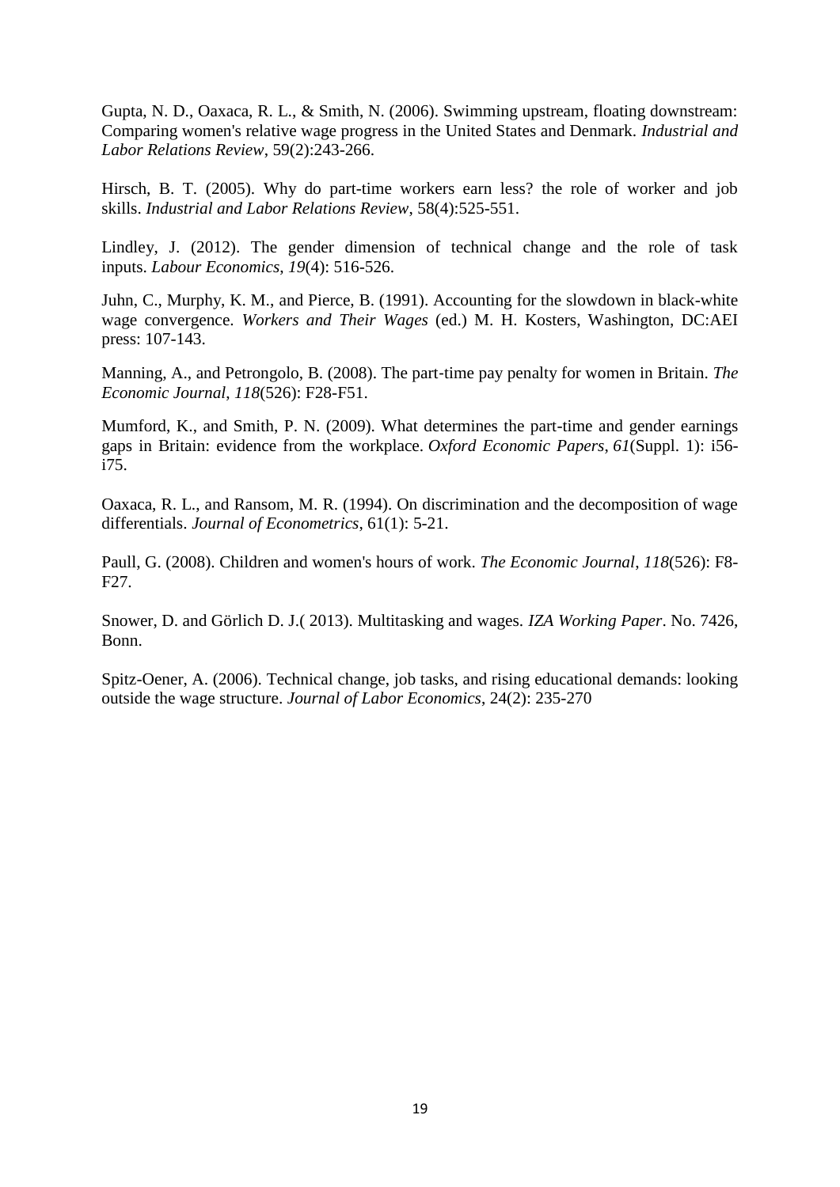Gupta, N. D., Oaxaca, R. L., & Smith, N. (2006). Swimming upstream, floating downstream: Comparing women's relative wage progress in the United States and Denmark. *Industrial and Labor Relations Review*, 59(2):243-266.

Hirsch, B. T. (2005). Why do part-time workers earn less? the role of worker and job skills. *Industrial and Labor Relations Review*, 58(4):525-551.

Lindley, J. (2012). The gender dimension of technical change and the role of task inputs. *Labour Economics*, *19*(4): 516-526.

Juhn, C., Murphy, K. M., and Pierce, B. (1991). Accounting for the slowdown in black-white wage convergence. *Workers and Their Wages* (ed.) M. H. Kosters, Washington, DC:AEI press: 107-143.

Manning, A., and Petrongolo, B. (2008). The part-time pay penalty for women in Britain. *The Economic Journal*, *118*(526): F28-F51.

Mumford, K., and Smith, P. N. (2009). What determines the part-time and gender earnings gaps in Britain: evidence from the workplace. *Oxford Economic Papers*, *61*(Suppl. 1): i56-i75.

Oaxaca, R. L., and Ransom, M. R. (1994). On discrimination and the decomposition of wage differentials. *Journal of Econometrics*, 61(1): 5-21.

Paull, G. (2008). Children and women's hours of work. *The Economic Journal*, *118*(526): F8-F27.

Snower, D. and Görlich D. J.( 2013). Multitasking and wages. *IZA Working Paper*. No. 7426, Bonn.

Spitz-Oener, A. (2006). Technical change, job tasks, and rising educational demands: looking outside the wage structure. *Journal of Labor Economics*, 24(2): 235-270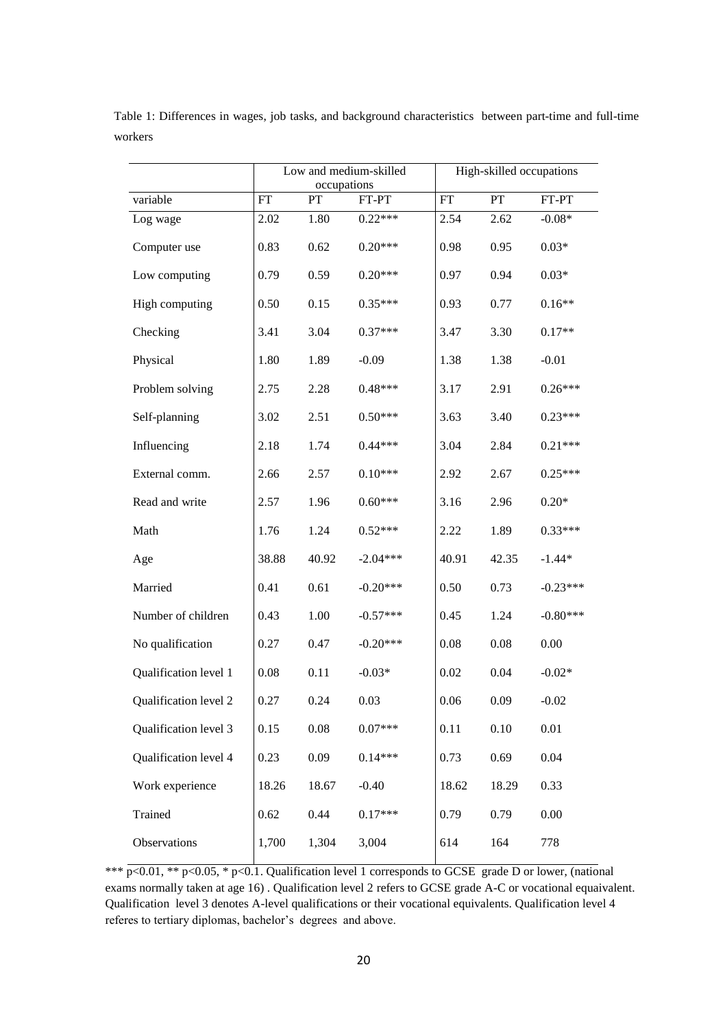Table 1: Differences in wages, job tasks, and background characteristics between part-time and full-time workers

| | Low and medium-skilled occupations | | | High-skilled occupations | | |
|---|---|---|---|---|---|---|
| variable | FT | PT | FT-PT | FT | PT | FT-PT |
| Log wage | 2.02 | 1.80 | 0.22*** | 2.54 | 2.62 | -0.08* |
| Computer use | 0.83 | 0.62 | 0.20*** | 0.98 | 0.95 | 0.03* |
| Low computing | 0.79 | 0.59 | 0.20*** | 0.97 | 0.94 | 0.03* |
| High computing | 0.50 | 0.15 | 0.35*** | 0.93 | 0.77 | 0.16** |
| Checking | 3.41 | 3.04 | 0.37*** | 3.47 | 3.30 | 0.17** |
| Physical | 1.80 | 1.89 | -0.09 | 1.38 | 1.38 | -0.01 |
| Problem solving | 2.75 | 2.28 | 0.48*** | 3.17 | 2.91 | 0.26*** |
| Self-planning | 3.02 | 2.51 | 0.50*** | 3.63 | 3.40 | 0.23*** |
| Influencing | 2.18 | 1.74 | 0.44*** | 3.04 | 2.84 | 0.21*** |
| External comm. | 2.66 | 2.57 | 0.10*** | 2.92 | 2.67 | 0.25*** |
| Read and write | 2.57 | 1.96 | 0.60*** | 3.16 | 2.96 | 0.20* |
| Math | 1.76 | 1.24 | 0.52*** | 2.22 | 1.89 | 0.33*** |
| Age | 38.88 | 40.92 | -2.04*** | 40.91 | 42.35 | -1.44* |
| Married | 0.41 | 0.61 | -0.20*** | 0.50 | 0.73 | -0.23*** |
| Number of children | 0.43 | 1.00 | -0.57*** | 0.45 | 1.24 | -0.80*** |
| No qualification | 0.27 | 0.47 | -0.20*** | 0.08 | 0.08 | 0.00 |
| Qualification level 1 | 0.08 | 0.11 | -0.03* | 0.02 | 0.04 | -0.02* |
| Qualification level 2 | 0.27 | 0.24 | 0.03 | 0.06 | 0.09 | -0.02 |
| Qualification level 3 | 0.15 | 0.08 | 0.07*** | 0.11 | 0.10 | 0.01 |
| Qualification level 4 | 0.23 | 0.09 | 0.14*** | 0.73 | 0.69 | 0.04 |
| Work experience | 18.26 | 18.67 | -0.40 | 18.62 | 18.29 | 0.33 |
| Trained | 0.62 | 0.44 | 0.17*** | 0.79 | 0.79 | 0.00 |
| Observations | 1,700 | 1,304 | 3,004 | 614 | 164 | 778 |

*** p<0.01, ** p<0.05, * p<0.1. Qualification level 1 corresponds to GCSE grade D or lower, (national exams normally taken at age 16) . Qualification level 2 refers to GCSE grade A-C or vocational equaivalent. Qualification level 3 denotes A-level qualifications or their vocational equivalents. Qualification level 4 referes to tertiary diplomas, bachelor's degrees and above.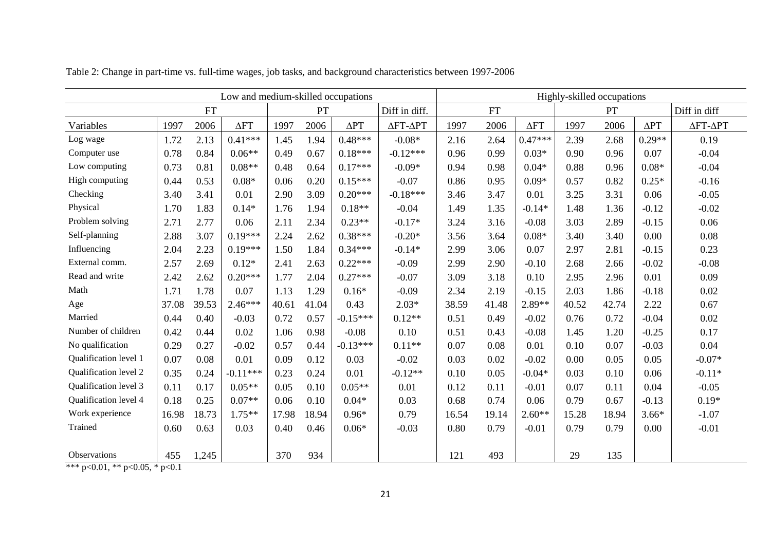Table 2: Change in part-time vs. full-time wages, job tasks, and background characteristics between 1997-2006

| | Low and medium-skilled occupations | | | | | | | Highly-skilled occupations | | | | | | |
|---|---|---|---|---|---|---|---|---|---|---|---|---|---|---|
| | FT | | | PT | | | Diff in diff. | FT | | | PT | | | Diff in diff |
| Variables | 1997 | 2006 | ΔFT | 1997 | 2006 | ΔPT | ΔFT-ΔPT | 1997 | 2006 | ΔFT | 1997 | 2006 | ΔPT | ΔFT-ΔPT |
| Log wage | 1.72 | 2.13 | 0.41*** | 1.45 | 1.94 | 0.48*** | -0.08* | 2.16 | 2.64 | 0.47*** | 2.39 | 2.68 | 0.29** | 0.19 |
| Computer use | 0.78 | 0.84 | 0.06** | 0.49 | 0.67 | 0.18*** | -0.12*** | 0.96 | 0.99 | 0.03* | 0.90 | 0.96 | 0.07 | -0.04 |
| Low computing | 0.73 | 0.81 | 0.08** | 0.48 | 0.64 | 0.17*** | -0.09* | 0.94 | 0.98 | 0.04* | 0.88 | 0.96 | 0.08* | -0.04 |
| High computing | 0.44 | 0.53 | 0.08* | 0.06 | 0.20 | 0.15*** | -0.07 | 0.86 | 0.95 | 0.09* | 0.57 | 0.82 | 0.25* | -0.16 |
| Checking | 3.40 | 3.41 | 0.01 | 2.90 | 3.09 | 0.20*** | -0.18*** | 3.46 | 3.47 | 0.01 | 3.25 | 3.31 | 0.06 | -0.05 |
| Physical | 1.70 | 1.83 | 0.14* | 1.76 | 1.94 | 0.18** | -0.04 | 1.49 | 1.35 | -0.14* | 1.48 | 1.36 | -0.12 | -0.02 |
| Problem solving | 2.71 | 2.77 | 0.06 | 2.11 | 2.34 | 0.23** | -0.17* | 3.24 | 3.16 | -0.08 | 3.03 | 2.89 | -0.15 | 0.06 |
| Self-planning | 2.88 | 3.07 | 0.19*** | 2.24 | 2.62 | 0.38*** | -0.20* | 3.56 | 3.64 | 0.08* | 3.40 | 3.40 | 0.00 | 0.08 |
| Influencing | 2.04 | 2.23 | 0.19*** | 1.50 | 1.84 | 0.34*** | -0.14* | 2.99 | 3.06 | 0.07 | 2.97 | 2.81 | -0.15 | 0.23 |
| External comm. | 2.57 | 2.69 | 0.12* | 2.41 | 2.63 | 0.22*** | -0.09 | 2.99 | 2.90 | -0.10 | 2.68 | 2.66 | -0.02 | -0.08 |
| Read and write | 2.42 | 2.62 | 0.20*** | 1.77 | 2.04 | 0.27*** | -0.07 | 3.09 | 3.18 | 0.10 | 2.95 | 2.96 | 0.01 | 0.09 |
| Math | 1.71 | 1.78 | 0.07 | 1.13 | 1.29 | 0.16* | -0.09 | 2.34 | 2.19 | -0.15 | 2.03 | 1.86 | -0.18 | 0.02 |
| Age | 37.08 | 39.53 | 2.46*** | 40.61 | 41.04 | 0.43 | 2.03* | 38.59 | 41.48 | 2.89** | 40.52 | 42.74 | 2.22 | 0.67 |
| Married | 0.44 | 0.40 | -0.03 | 0.72 | 0.57 | -0.15*** | 0.12** | 0.51 | 0.49 | -0.02 | 0.76 | 0.72 | -0.04 | 0.02 |
| Number of children | 0.42 | 0.44 | 0.02 | 1.06 | 0.98 | -0.08 | 0.10 | 0.51 | 0.43 | -0.08 | 1.45 | 1.20 | -0.25 | 0.17 |
| No qualification | 0.29 | 0.27 | -0.02 | 0.57 | 0.44 | -0.13*** | 0.11** | 0.07 | 0.08 | 0.01 | 0.10 | 0.07 | -0.03 | 0.04 |
| Qualification level 1 | 0.07 | 0.08 | 0.01 | 0.09 | 0.12 | 0.03 | -0.02 | 0.03 | 0.02 | -0.02 | 0.00 | 0.05 | 0.05 | -0.07* |
| Qualification level 2 | 0.35 | 0.24 | -0.11*** | 0.23 | 0.24 | 0.01 | -0.12** | 0.10 | 0.05 | -0.04* | 0.03 | 0.10 | 0.06 | -0.11* |
| Qualification level 3 | 0.11 | 0.17 | 0.05** | 0.05 | 0.10 | 0.05** | 0.01 | 0.12 | 0.11 | -0.01 | 0.07 | 0.11 | 0.04 | -0.05 |
| Qualification level 4 | 0.18 | 0.25 | 0.07** | 0.06 | 0.10 | 0.04* | 0.03 | 0.68 | 0.74 | 0.06 | 0.79 | 0.67 | -0.13 | 0.19* |
| Work experience | 16.98 | 18.73 | 1.75** | 17.98 | 18.94 | 0.96* | 0.79 | 16.54 | 19.14 | 2.60** | 15.28 | 18.94 | 3.66* | -1.07 |
| Trained | 0.60 | 0.63 | 0.03 | 0.40 | 0.46 | 0.06* | -0.03 | 0.80 | 0.79 | -0.01 | 0.79 | 0.79 | 0.00 | -0.01 |
| Observations | 455 | 1,245 | | 370 | 934 | | | 121 | 493 | | 29 | 135 | | |

*** p<0.01, ** p<0.05, * p<0.1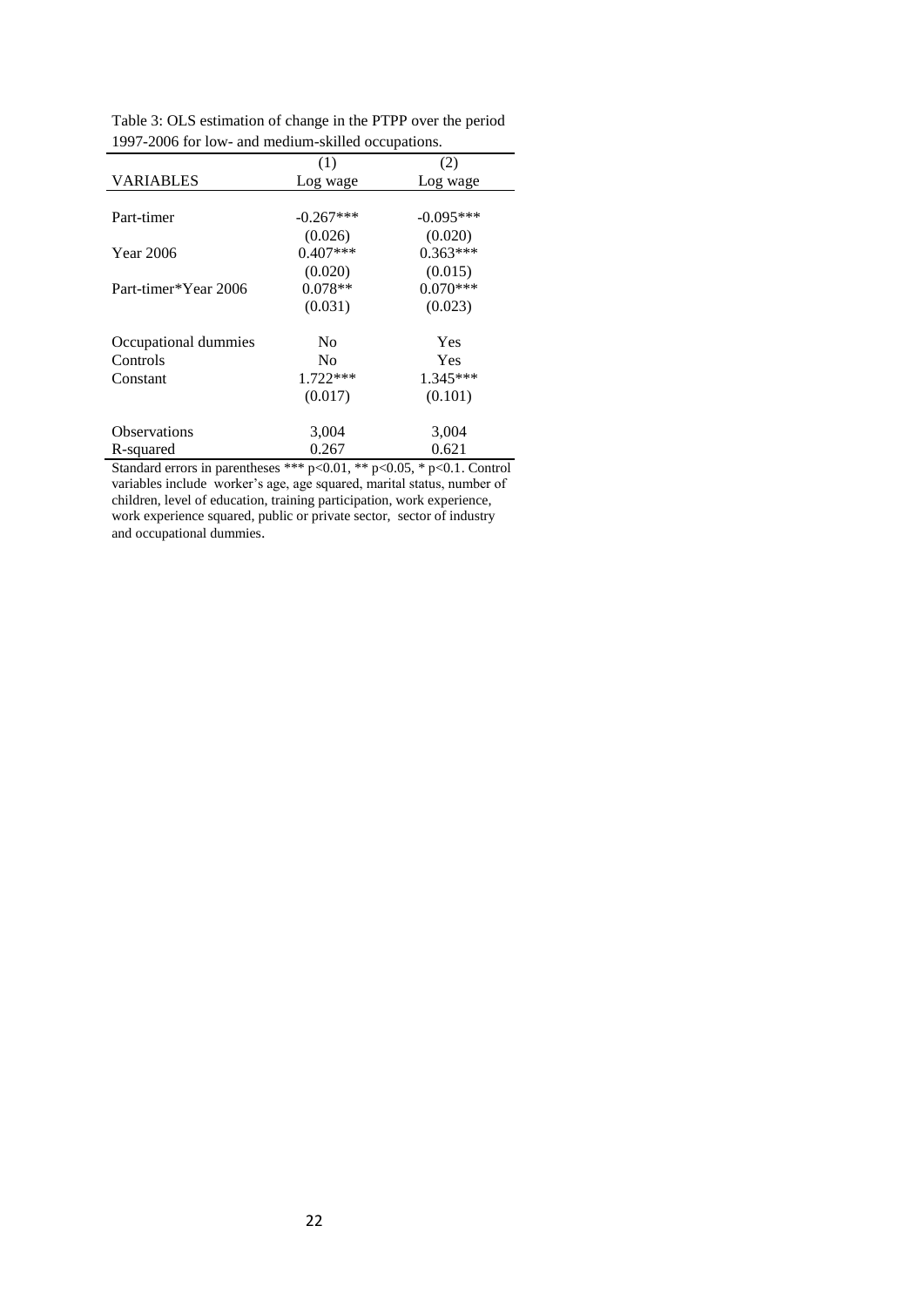Table 3: OLS estimation of change in the PTPP over the period 1997-2006 for low- and medium-skilled occupations.

| | (1) | (2) |
|---|---|---|
| VARIABLES | Log wage | Log wage |
| | | |
| Part-timer | -0.267*** | -0.095*** |
| | (0.026) | (0.020) |
| Year 2006 | 0.407*** | 0.363*** |
| | (0.020) | (0.015) |
| Part-timer*Year 2006 | 0.078** | 0.070*** |
| | (0.031) | (0.023) |
| | | |
| Occupational dummies | No | Yes |
| Controls | No | Yes |
| Constant | 1.722*** | 1.345*** |
| | (0.017) | (0.101) |
| | | |
| Observations | 3,004 | 3,004 |
| R-squared | 0.267 | 0.621 |

Standard errors in parentheses *** p<0.01, ** p<0.05, * p<0.1. Control variables include worker's age, age squared, marital status, number of children, level of education, training participation, work experience, work experience squared, public or private sector, sector of industry and occupational dummies.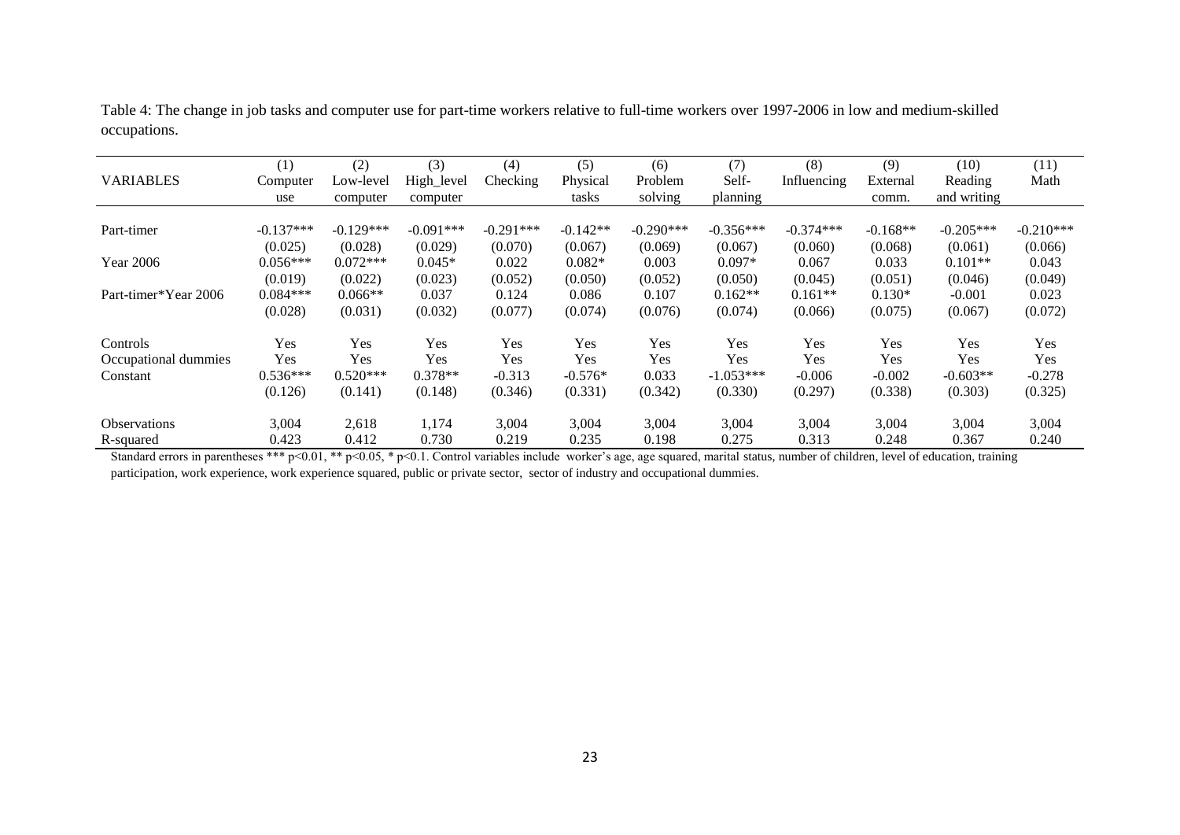Table 4: The change in job tasks and computer use for part-time workers relative to full-time workers over 1997-2006 in low and medium-skilled occupations.

| VARIABLES | (1) Computer use | (2) Low-level computer | (3) High_level computer | (4) Checking | (5) Physical tasks | (6) Problem solving | (7) Self-planning | (8) Influencing | (9) External comm. | (10) Reading and writing | (11) Math |
|---|---|---|---|---|---|---|---|---|---|---|---|
| Part-timer | -0.137*** | -0.129*** | -0.091*** | -0.291*** | -0.142** | -0.290*** | -0.356*** | -0.374*** | -0.168** | -0.205*** | -0.210*** |
| | (0.025) | (0.028) | (0.029) | (0.070) | (0.067) | (0.069) | (0.067) | (0.060) | (0.068) | (0.061) | (0.066) |
| Year 2006 | 0.056*** | 0.072*** | 0.045* | 0.022 | 0.082* | 0.003 | 0.097* | 0.067 | 0.033 | 0.101** | 0.043 |
| | (0.019) | (0.022) | (0.023) | (0.052) | (0.050) | (0.052) | (0.050) | (0.045) | (0.051) | (0.046) | (0.049) |
| Part-timer*Year 2006 | 0.084*** | 0.066** | 0.037 | 0.124 | 0.086 | 0.107 | 0.162** | 0.161** | 0.130* | -0.001 | 0.023 |
| | (0.028) | (0.031) | (0.032) | (0.077) | (0.074) | (0.076) | (0.074) | (0.066) | (0.075) | (0.067) | (0.072) |
| Controls | Yes | Yes | Yes | Yes | Yes | Yes | Yes | Yes | Yes | Yes | Yes |
| Occupational dummies | Yes | Yes | Yes | Yes | Yes | Yes | Yes | Yes | Yes | Yes | Yes |
| Constant | 0.536*** | 0.520*** | 0.378** | -0.313 | -0.576* | 0.033 | -1.053*** | -0.006 | -0.002 | -0.603** | -0.278 |
| | (0.126) | (0.141) | (0.148) | (0.346) | (0.331) | (0.342) | (0.330) | (0.297) | (0.338) | (0.303) | (0.325) |
| Observations | 3,004 | 2,618 | 1,174 | 3,004 | 3,004 | 3,004 | 3,004 | 3,004 | 3,004 | 3,004 | 3,004 |
| R-squared | 0.423 | 0.412 | 0.730 | 0.219 | 0.235 | 0.198 | 0.275 | 0.313 | 0.248 | 0.367 | 0.240 |

Standard errors in parentheses *** p<0.01, ** p<0.05, * p<0.1. Control variables include worker's age, age squared, marital status, number of children, level of education, training participation, work experience, work experience squared, public or private sector, sector of industry and occupational dummies.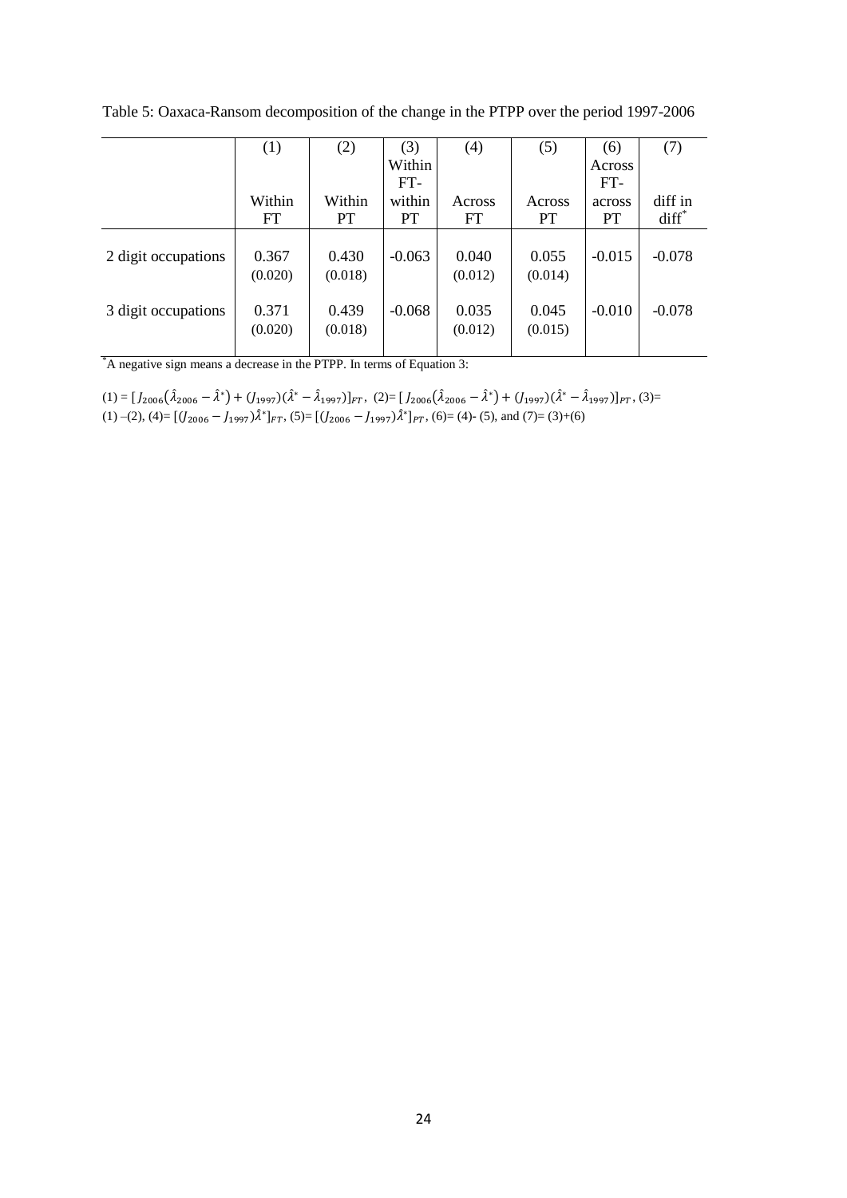Table 5: Oaxaca-Ransom decomposition of the change in the PTPP over the period 1997-2006

| | (1) | (2) | (3) | (4) | (5) | (6) | (7) |
|---|---|---|---|---|---|---|---|
| | Within FT | Within PT | Within FT-within PT | Across FT | Across PT | Across FT-across PT | diff in diff* |
| 2 digit occupations | 0.367 | 0.430 | -0.063 | 0.040 | 0.055 | -0.015 | -0.078 |
| | (0.020) | (0.018) | | (0.012) | (0.014) | | |
| 3 digit occupations | 0.371 | 0.439 | -0.068 | 0.035 | 0.045 | -0.010 | -0.078 |
| | (0.020) | (0.018) | | (0.012) | (0.015) | | |

*A negative sign means a decrease in the PTPP. In terms of Equation 3:

(1) = $[J_{2006}(\hat{\lambda}_{2006} - \hat{\lambda}^{*}) + (J_{1997})(\hat{\lambda}^{*} - \hat{\lambda}_{1997})]_{FT}$, (2)= $[J_{2006}(\hat{\lambda}_{2006} - \hat{\lambda}^{*}) + (J_{1997})(\hat{\lambda}^{*} - \hat{\lambda}_{1997})]_{PT}$, (3)= (1) –(2), (4)= $[(J_{2006} - J_{1997})\hat{\lambda}^{*}]_{FT}$, (5)= $[(J_{2006} - J_{1997})\hat{\lambda}^{*}]_{PT}$, (6)= (4)- (5), and (7)= (3)+(6)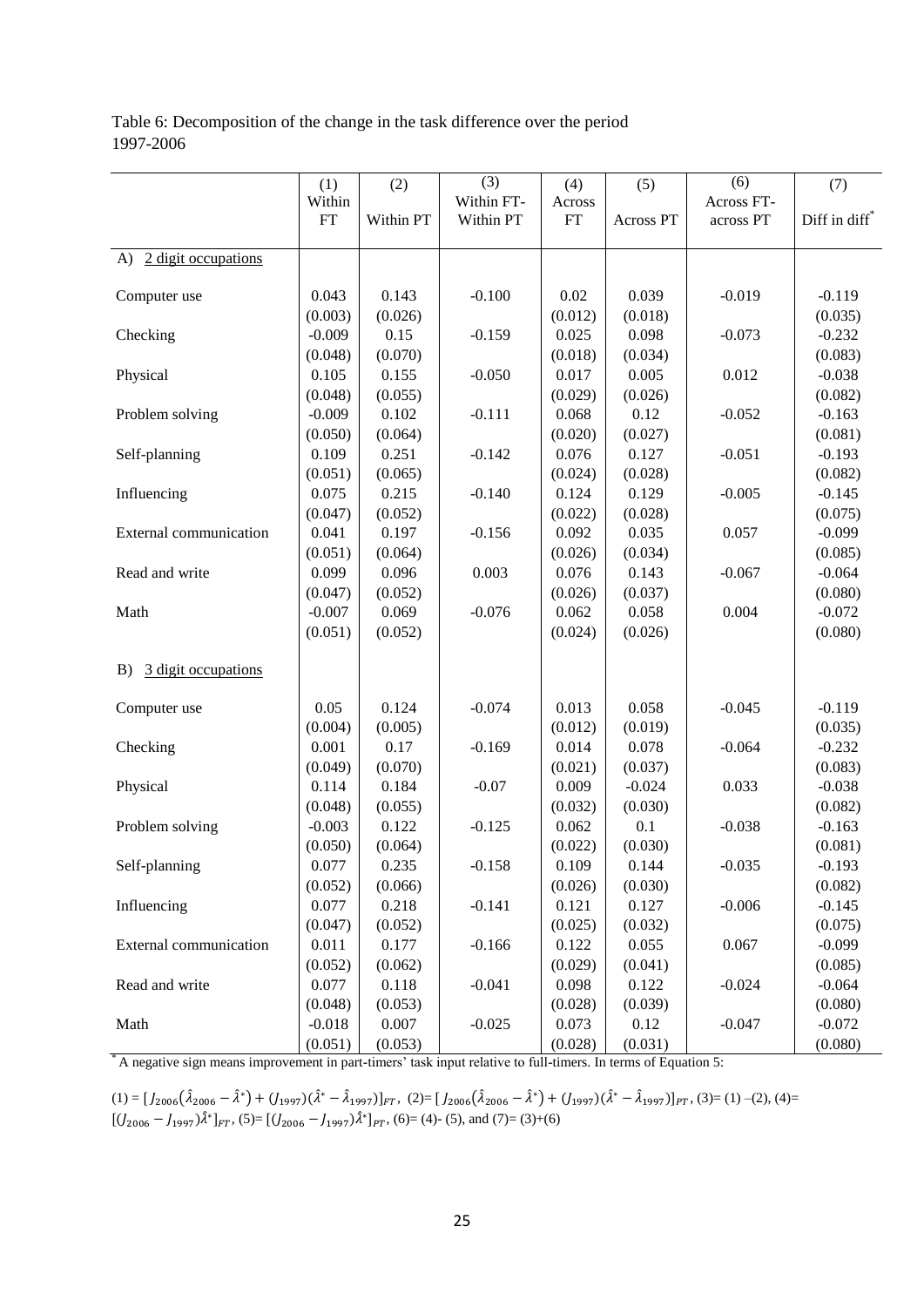Table 6: Decomposition of the change in the task difference over the period 1997-2006

| | (1) Within FT | (2) Within PT | (3) Within FT-Within PT | (4) Across FT | (5) Across PT | (6) Across FT-across PT | (7) Diff in diff* |
|---|---|---|---|---|---|---|---|
| A) 2 digit occupations | | | | | | | |
| Computer use | 0.043 | 0.143 | -0.100 | 0.02 | 0.039 | -0.019 | -0.119 |
| | (0.003) | (0.026) | | (0.012) | (0.018) | | (0.035) |
| Checking | -0.009 | 0.15 | -0.159 | 0.025 | 0.098 | -0.073 | -0.232 |
| | (0.048) | (0.070) | | (0.018) | (0.034) | | (0.083) |
| Physical | 0.105 | 0.155 | -0.050 | 0.017 | 0.005 | 0.012 | -0.038 |
| | (0.048) | (0.055) | | (0.029) | (0.026) | | (0.082) |
| Problem solving | -0.009 | 0.102 | -0.111 | 0.068 | 0.12 | -0.052 | -0.163 |
| | (0.050) | (0.064) | | (0.020) | (0.027) | | (0.081) |
| Self-planning | 0.109 | 0.251 | -0.142 | 0.076 | 0.127 | -0.051 | -0.193 |
| | (0.051) | (0.065) | | (0.024) | (0.028) | | (0.082) |
| Influencing | 0.075 | 0.215 | -0.140 | 0.124 | 0.129 | -0.005 | -0.145 |
| | (0.047) | (0.052) | | (0.022) | (0.028) | | (0.075) |
| External communication | 0.041 | 0.197 | -0.156 | 0.092 | 0.035 | 0.057 | -0.099 |
| | (0.051) | (0.064) | | (0.026) | (0.034) | | (0.085) |
| Read and write | 0.099 | 0.096 | 0.003 | 0.076 | 0.143 | -0.067 | -0.064 |
| | (0.047) | (0.052) | | (0.026) | (0.037) | | (0.080) |
| Math | -0.007 | 0.069 | -0.076 | 0.062 | 0.058 | 0.004 | -0.072 |
| | (0.051) | (0.052) | | (0.024) | (0.026) | | (0.080) |
| B) 3 digit occupations | | | | | | | |
| Computer use | 0.05 | 0.124 | -0.074 | 0.013 | 0.058 | -0.045 | -0.119 |
| | (0.004) | (0.005) | | (0.012) | (0.019) | | (0.035) |
| Checking | 0.001 | 0.17 | -0.169 | 0.014 | 0.078 | -0.064 | -0.232 |
| | (0.049) | (0.070) | | (0.021) | (0.037) | | (0.083) |
| Physical | 0.114 | 0.184 | -0.07 | 0.009 | -0.024 | 0.033 | -0.038 |
| | (0.048) | (0.055) | | (0.032) | (0.030) | | (0.082) |
| Problem solving | -0.003 | 0.122 | -0.125 | 0.062 | 0.1 | -0.038 | -0.163 |
| | (0.050) | (0.064) | | (0.022) | (0.030) | | (0.081) |
| Self-planning | 0.077 | 0.235 | -0.158 | 0.109 | 0.144 | -0.035 | -0.193 |
| | (0.052) | (0.066) | | (0.026) | (0.030) | | (0.082) |
| Influencing | 0.077 | 0.218 | -0.141 | 0.121 | 0.127 | -0.006 | -0.145 |
| | (0.047) | (0.052) | | (0.025) | (0.032) | | (0.075) |
| External communication | 0.011 | 0.177 | -0.166 | 0.122 | 0.055 | 0.067 | -0.099 |
| | (0.052) | (0.062) | | (0.029) | (0.041) | | (0.085) |
| Read and write | 0.077 | 0.118 | -0.041 | 0.098 | 0.122 | -0.024 | -0.064 |
| | (0.048) | (0.053) | | (0.028) | (0.039) | | (0.080) |
| Math | -0.018 | 0.007 | -0.025 | 0.073 | 0.12 | -0.047 | -0.072 |
| | (0.051) | (0.053) | | (0.028) | (0.031) | | (0.080) |

* A negative sign means improvement in part-timers' task input relative to full-timers. In terms of Equation 5:

(1) = $[J_{2006}(\hat{\lambda}_{2006} - \hat{\lambda}^*) + (J_{1997})(\hat{\lambda}^* - \hat{\lambda}_{1997})]_{FT}$, (2)= $[J_{2006}(\hat{\lambda}_{2006} - \hat{\lambda}^*) + (J_{1997})(\hat{\lambda}^* - \hat{\lambda}_{1997})]_{PT}$, (3)= (1) –(2), (4)= $[(J_{2006} - J_{1997})\hat{\lambda}^*]_{FT}$, (5)= $[(J_{2006} - J_{1997})\hat{\lambda}^*]_{PT}$, (6)= (4)- (5), and (7)= (3)+(6)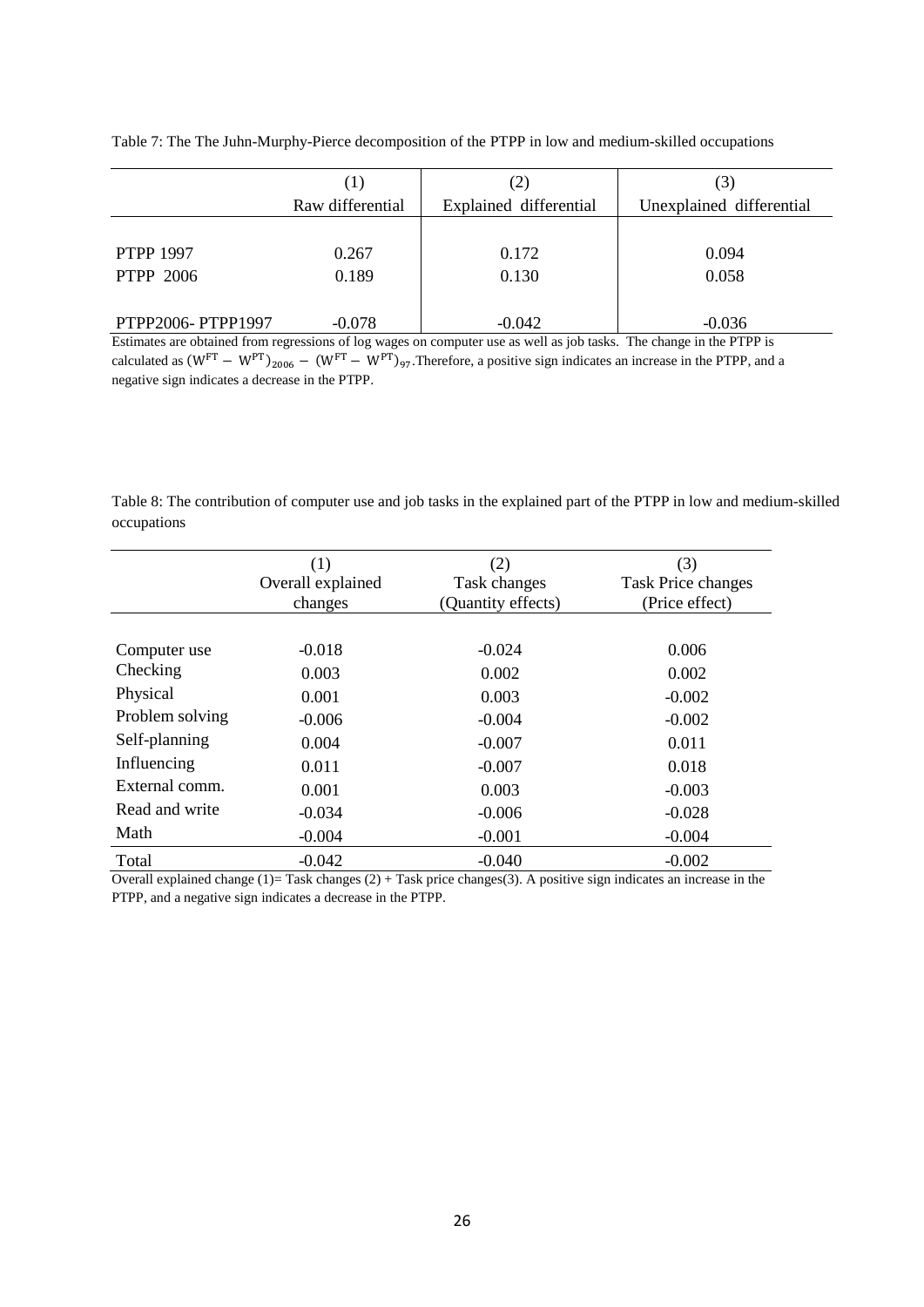Table 7: The The Juhn-Murphy-Pierce decomposition of the PTPP in low and medium-skilled occupations

| | (1)<br>Raw differential | (2)<br>Explained differential | (3)<br>Unexplained differential |
|---|---|---|---|
| PTPP 1997 | 0.267 | 0.172 | 0.094 |
| PTPP 2006 | 0.189 | 0.130 | 0.058 |
| PTPP2006- PTPP1997 | -0.078 | -0.042 | -0.036 |

Estimates are obtained from regressions of log wages on computer use as well as job tasks. The change in the PTPP is calculated as $(W^{FT} - W^{PT})_{2006} - (W^{FT} - W^{PT})_{97}$.Therefore, a positive sign indicates an increase in the PTPP, and a negative sign indicates a decrease in the PTPP.

Table 8: The contribution of computer use and job tasks in the explained part of the PTPP in low and medium-skilled occupations

| | (1)<br>Overall explained changes | (2)<br>Task changes (Quantity effects) | (3)<br>Task Price changes (Price effect) |
|---|---|---|---|
| Computer use | -0.018 | -0.024 | 0.006 |
| Checking | 0.003 | 0.002 | 0.002 |
| Physical | 0.001 | 0.003 | -0.002 |
| Problem solving | -0.006 | -0.004 | -0.002 |
| Self-planning | 0.004 | -0.007 | 0.011 |
| Influencing | 0.011 | -0.007 | 0.018 |
| External comm. | 0.001 | 0.003 | -0.003 |
| Read and write | -0.034 | -0.006 | -0.028 |
| Math | -0.004 | -0.001 | -0.004 |
| Total | -0.042 | -0.040 | -0.002 |

Overall explained change (1)= Task changes (2) + Task price changes(3). A positive sign indicates an increase in the PTPP, and a negative sign indicates a decrease in the PTPP.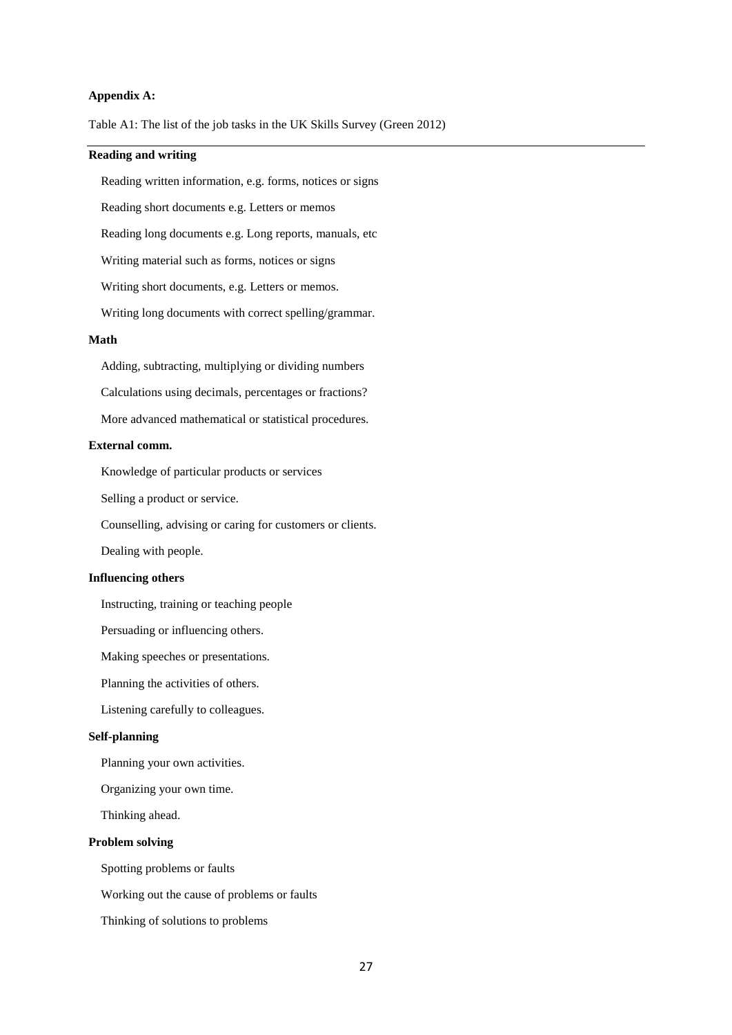**Appendix A:**

Table A1: The list of the job tasks in the UK Skills Survey (Green 2012)

**Reading and writing**

Reading written information, e.g. forms, notices or signs

Reading short documents e.g. Letters or memos

Reading long documents e.g. Long reports, manuals, etc

Writing material such as forms, notices or signs

Writing short documents, e.g. Letters or memos.

Writing long documents with correct spelling/grammar.

**Math**

Adding, subtracting, multiplying or dividing numbers

Calculations using decimals, percentages or fractions?

More advanced mathematical or statistical procedures.

**External comm.**

Knowledge of particular products or services

Selling a product or service.

Counselling, advising or caring for customers or clients.

Dealing with people.

**Influencing others**

Instructing, training or teaching people

Persuading or influencing others.

Making speeches or presentations.

Planning the activities of others.

Listening carefully to colleagues.

**Self-planning**

Planning your own activities.

Organizing your own time.

Thinking ahead.

**Problem solving**

Spotting problems or faults

Working out the cause of problems or faults

Thinking of solutions to problems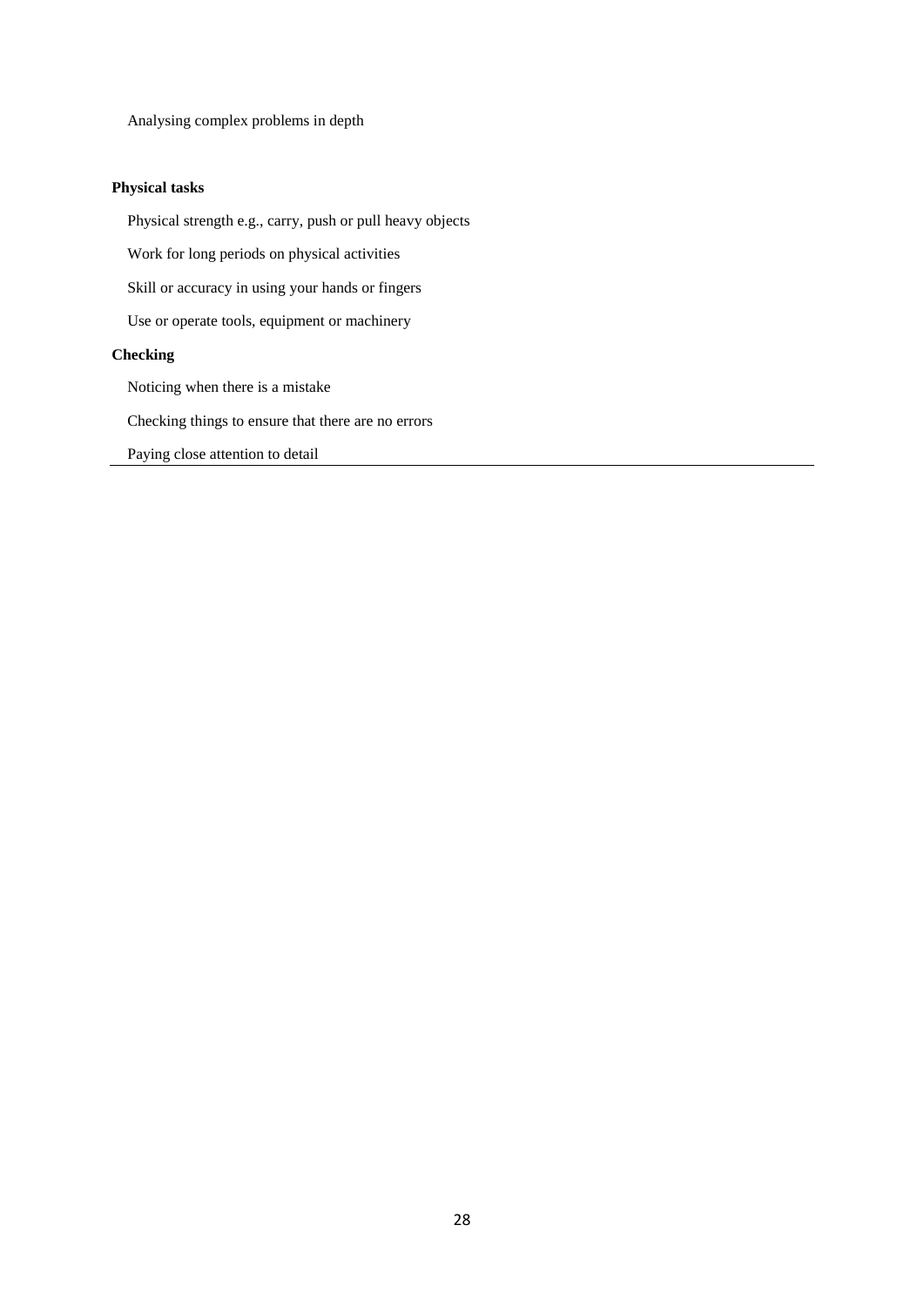Analysing complex problems in depth

**Physical tasks**

Physical strength e.g., carry, push or pull heavy objects

Work for long periods on physical activities

Skill or accuracy in using your hands or fingers

Use or operate tools, equipment or machinery

**Checking**

Noticing when there is a mistake

Checking things to ensure that there are no errors

Paying close attention to detail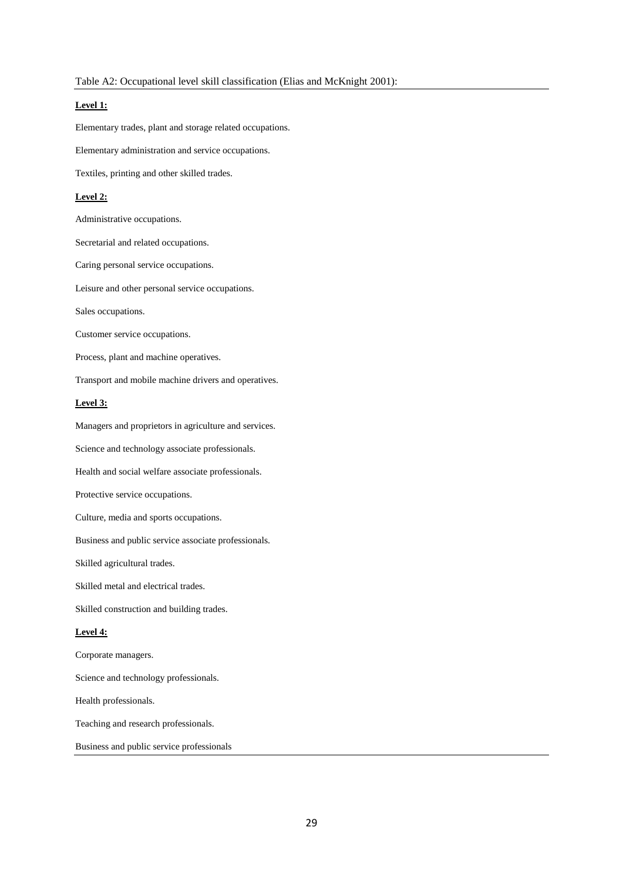Table A2: Occupational level skill classification (Elias and McKnight 2001):

**Level 1:**

Elementary trades, plant and storage related occupations.

Elementary administration and service occupations.

Textiles, printing and other skilled trades.

**Level 2:**

Administrative occupations.

Secretarial and related occupations.

Caring personal service occupations.

Leisure and other personal service occupations.

Sales occupations.

Customer service occupations.

Process, plant and machine operatives.

Transport and mobile machine drivers and operatives.

**Level 3:**

Managers and proprietors in agriculture and services.

Science and technology associate professionals.

Health and social welfare associate professionals.

Protective service occupations.

Culture, media and sports occupations.

Business and public service associate professionals.

Skilled agricultural trades.

Skilled metal and electrical trades.

Skilled construction and building trades.

**Level 4:**

Corporate managers.

Science and technology professionals.

Health professionals.

Teaching and research professionals.

Business and public service professionals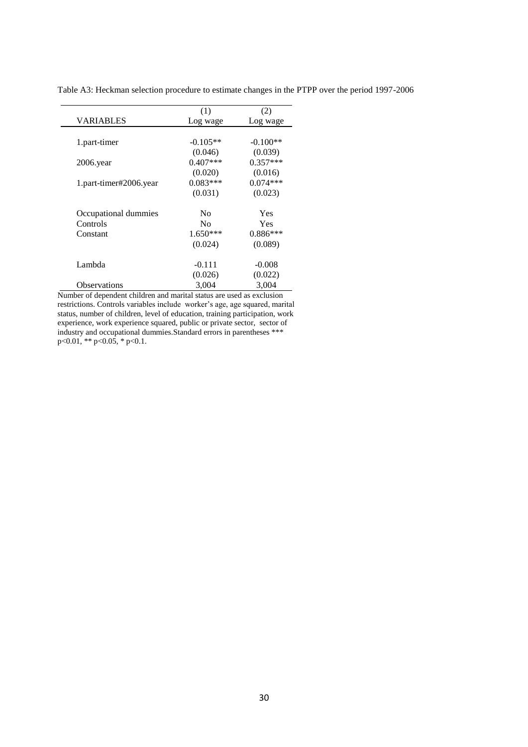Table A3: Heckman selection procedure to estimate changes in the PTPP over the period 1997-2006

| VARIABLES | (1)<br>Log wage | (2)<br>Log wage |
|---|---|---|
| 1.part-timer | -0.105** | -0.100** |
| | (0.046) | (0.039) |
| 2006.year | 0.407*** | 0.357*** |
| | (0.020) | (0.016) |
| 1.part-timer#2006.year | 0.083*** | 0.074*** |
| | (0.031) | (0.023) |
| Occupational dummies | No | Yes |
| Controls | No | Yes |
| Constant | 1.650*** | 0.886*** |
| | (0.024) | (0.089) |
| Lambda | -0.111 | -0.008 |
| | (0.026) | (0.022) |
| Observations | 3,004 | 3,004 |

Number of dependent children and marital status are used as exclusion restrictions. Controls variables include worker's age, age squared, marital status, number of children, level of education, training participation, work experience, work experience squared, public or private sector, sector of industry and occupational dummies.Standard errors in parentheses *** $p<0.01$, ** $p<0.05$, * $p<0.1$.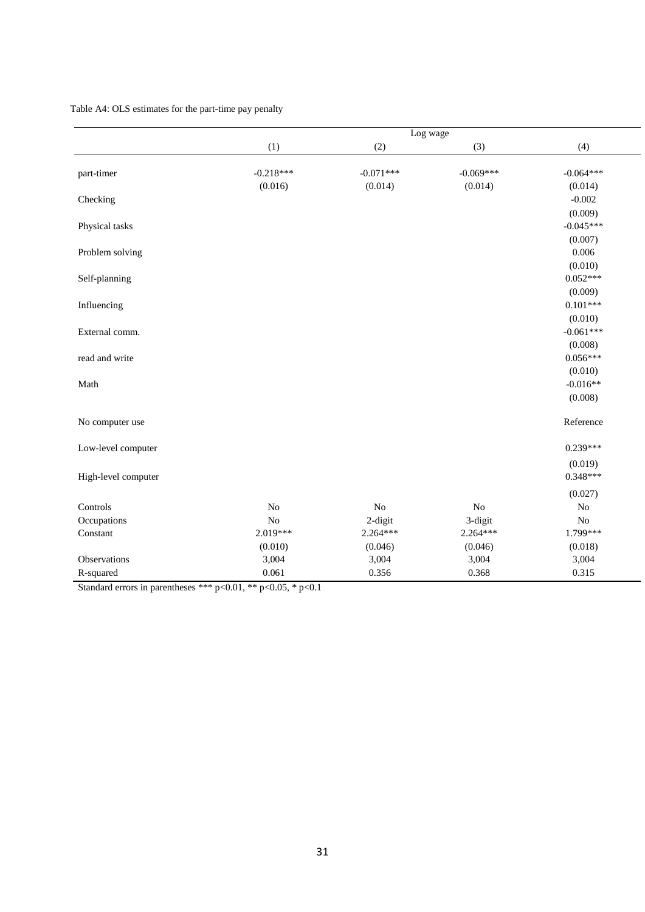Table A4: OLS estimates for the part-time pay penalty

| | Log wage | | | |
|---|---|---|---|---|
| | (1) | (2) | (3) | (4) |
| part-timer | -0.218*** | -0.071*** | -0.069*** | -0.064*** |
| | (0.016) | (0.014) | (0.014) | (0.014) |
| Checking | | | | -0.002 |
| | | | | (0.009) |
| Physical tasks | | | | -0.045*** |
| | | | | (0.007) |
| Problem solving | | | | 0.006 |
| | | | | (0.010) |
| Self-planning | | | | 0.052*** |
| | | | | (0.009) |
| Influencing | | | | 0.101*** |
| | | | | (0.010) |
| External comm. | | | | -0.061*** |
| | | | | (0.008) |
| read and write | | | | 0.056*** |
| | | | | (0.010) |
| Math | | | | -0.016** |
| | | | | (0.008) |
| No computer use | | | | Reference |
| Low-level computer | | | | 0.239*** |
| | | | | (0.019) |
| High-level computer | | | | 0.348*** |
| | | | | (0.027) |
| Controls | No | No | No | No |
| Occupations | No | 2-digit | 3-digit | No |
| Constant | 2.019*** | 2.264*** | 2.264*** | 1.799*** |
| | (0.010) | (0.046) | (0.046) | (0.018) |
| Observations | 3,004 | 3,004 | 3,004 | 3,004 |
| R-squared | 0.061 | 0.356 | 0.368 | 0.315 |

Standard errors in parentheses *** p<0.01, ** p<0.05, * p<0.1